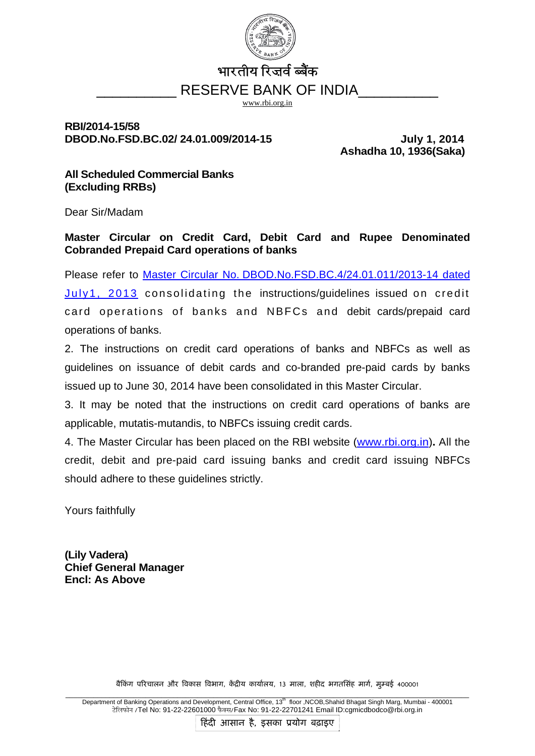भारतीय रिज़र्व ब्बैंक

RESERVE BANK OF INDIA

www.rbi.org.in

**RBI/2014-15/58**
**DBOD.No.FSD.BC.02/ 24.01.009/2014-15**

**July 1, 2014**
**Ashadha 10, 1936(Saka)**

**All Scheduled Commercial Banks**
**(Excluding RRBs)**

Dear Sir/Madam

**Master Circular on Credit Card, Debit Card and Rupee Denominated Cobranded Prepaid Card operations of banks**

Please refer to Master Circular No. DBOD.No.FSD.BC.4/24.01.011/2013-14 dated July1, 2013 consolidating the instructions/guidelines issued on credit card operations of banks and NBFCs and debit cards/prepaid card operations of banks.

2. The instructions on credit card operations of banks and NBFCs as well as guidelines on issuance of debit cards and co-branded pre-paid cards by banks issued up to June 30, 2014 have been consolidated in this Master Circular.

3. It may be noted that the instructions on credit card operations of banks are applicable, mutatis-mutandis, to NBFCs issuing credit cards.

4. The Master Circular has been placed on the RBI website (www.rbi.org.in). All the credit, debit and pre-paid card issuing banks and credit card issuing NBFCs should adhere to these guidelines strictly.

Yours faithfully

**(Lily Vadera)**
**Chief General Manager**
**Encl: As Above**

बैंकिंग परिचालन और विकास विभाग, केंद्रीय कार्यालय, 13 माला, शहीद भगतसिंह मार्ग, मुम्बई 400001

Department of Banking Operations and Development, Central Office, 13th floor ,NCOB,Shahid Bhagat Singh Marg, Mumbai - 400001
टेलिफोन /Tel No: 91-22-22601000 फैक्स/Fax No: 91-22-22701241 Email ID:cgmicdbodco@rbi.org.in

हिंदी आसान है, इसका प्रयोग बढ़ाइए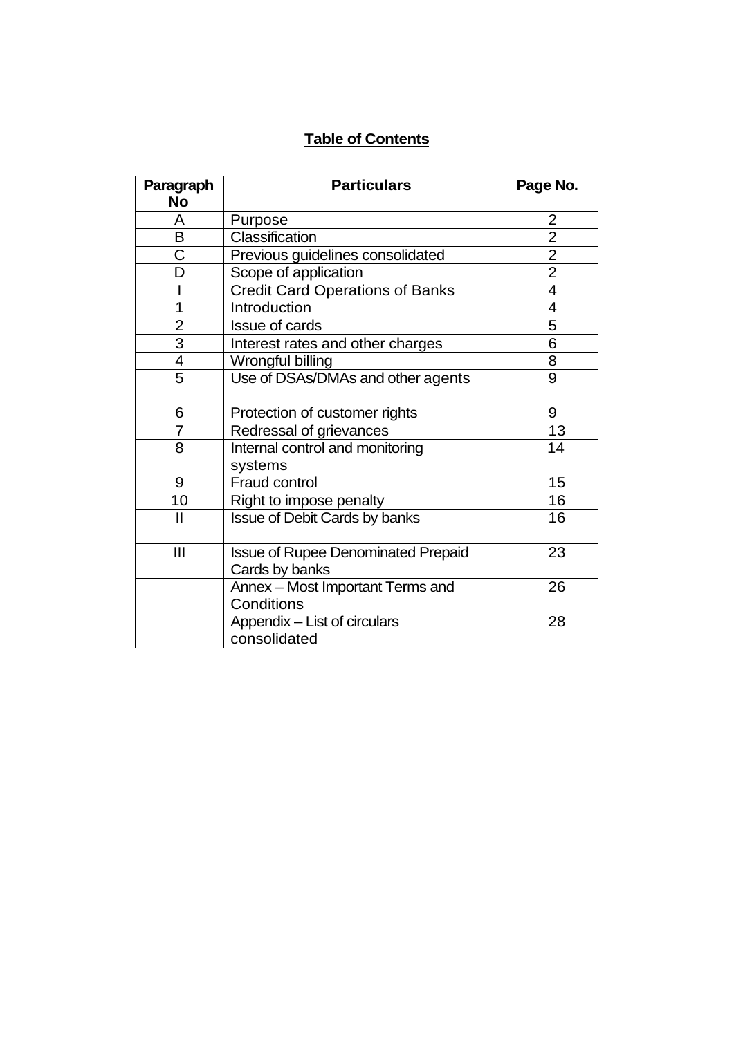**Table of Contents**

| Paragraph No | Particulars | Page No. |
|---|---|---|
| A | Purpose | 2 |
| B | Classification | 2 |
| C | Previous guidelines consolidated | 2 |
| D | Scope of application | 2 |
| I | Credit Card Operations of Banks | 4 |
| 1 | Introduction | 4 |
| 2 | Issue of cards | 5 |
| 3 | Interest rates and other charges | 6 |
| 4 | Wrongful billing | 8 |
| 5 | Use of DSAs/DMAs and other agents | 9 |
| 6 | Protection of customer rights | 9 |
| 7 | Redressal of grievances | 13 |
| 8 | Internal control and monitoring systems | 14 |
| 9 | Fraud control | 15 |
| 10 | Right to impose penalty | 16 |
| II | Issue of Debit Cards by banks | 16 |
| III | Issue of Rupee Denominated Prepaid Cards by banks | 23 |
| | Annex – Most Important Terms and Conditions | 26 |
| | Appendix – List of circulars consolidated | 28 |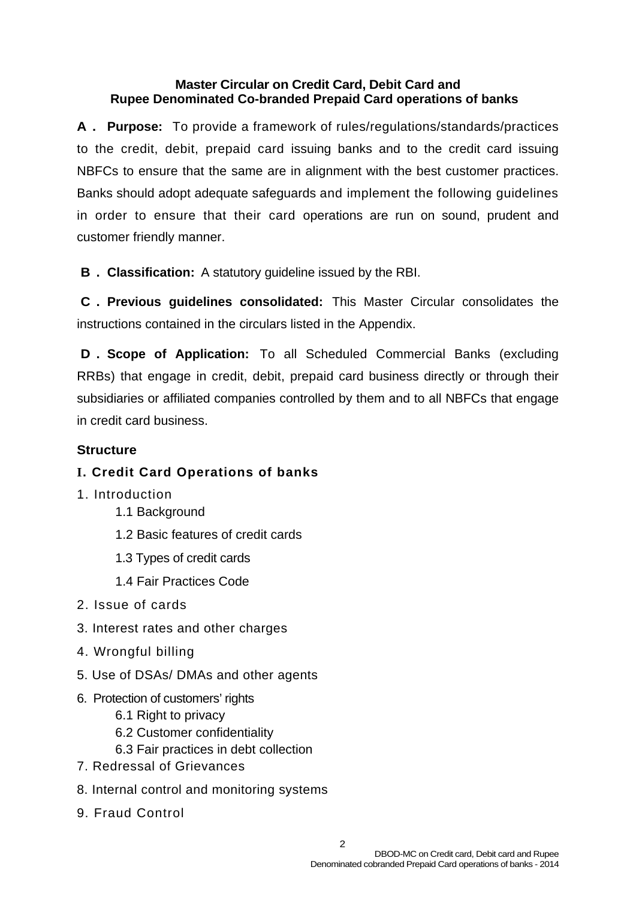**Master Circular on Credit Card, Debit Card and Rupee Denominated Co-branded Prepaid Card operations of banks**

**A . Purpose:** To provide a framework of rules/regulations/standards/practices to the credit, debit, prepaid card issuing banks and to the credit card issuing NBFCs to ensure that the same are in alignment with the best customer practices. Banks should adopt adequate safeguards and implement the following guidelines in order to ensure that their card operations are run on sound, prudent and customer friendly manner.

**B . Classification:** A statutory guideline issued by the RBI.

**C . Previous guidelines consolidated:** This Master Circular consolidates the instructions contained in the circulars listed in the Appendix.

**D . Scope of Application:** To all Scheduled Commercial Banks (excluding RRBs) that engage in credit, debit, prepaid card business directly or through their subsidiaries or affiliated companies controlled by them and to all NBFCs that engage in credit card business.

**Structure**

**I. Credit Card Operations of banks**

1. Introduction
   - 1.1 Background
   - 1.2 Basic features of credit cards
   - 1.3 Types of credit cards
   - 1.4 Fair Practices Code
2. Issue of cards
3. Interest rates and other charges
4. Wrongful billing
5. Use of DSAs/ DMAs and other agents
6. Protection of customers' rights
   - 6.1 Right to privacy
   - 6.2 Customer confidentiality
   - 6.3 Fair practices in debt collection
7. Redressal of Grievances
8. Internal control and monitoring systems
9. Fraud Control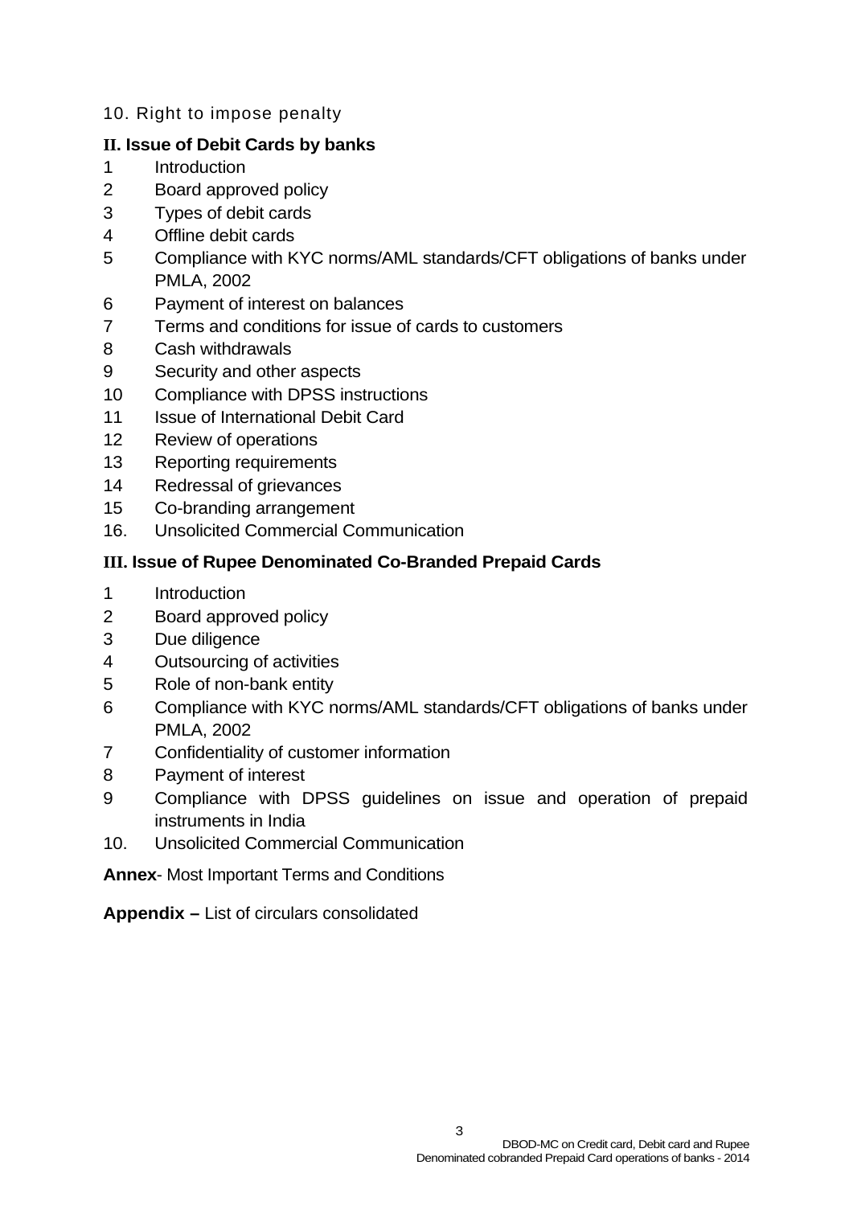10. Right to impose penalty

**II. Issue of Debit Cards by banks**

1 Introduction
2 Board approved policy
3 Types of debit cards
4 Offline debit cards
5 Compliance with KYC norms/AML standards/CFT obligations of banks under PMLA, 2002
6 Payment of interest on balances
7 Terms and conditions for issue of cards to customers
8 Cash withdrawals
9 Security and other aspects
10 Compliance with DPSS instructions
11 Issue of International Debit Card
12 Review of operations
13 Reporting requirements
14 Redressal of grievances
15 Co-branding arrangement
16. Unsolicited Commercial Communication

**III. Issue of Rupee Denominated Co-Branded Prepaid Cards**

1 Introduction
2 Board approved policy
3 Due diligence
4 Outsourcing of activities
5 Role of non-bank entity
6 Compliance with KYC norms/AML standards/CFT obligations of banks under PMLA, 2002
7 Confidentiality of customer information
8 Payment of interest
9 Compliance with DPSS guidelines on issue and operation of prepaid instruments in India
10. Unsolicited Commercial Communication

**Annex**- Most Important Terms and Conditions

**Appendix –** List of circulars consolidated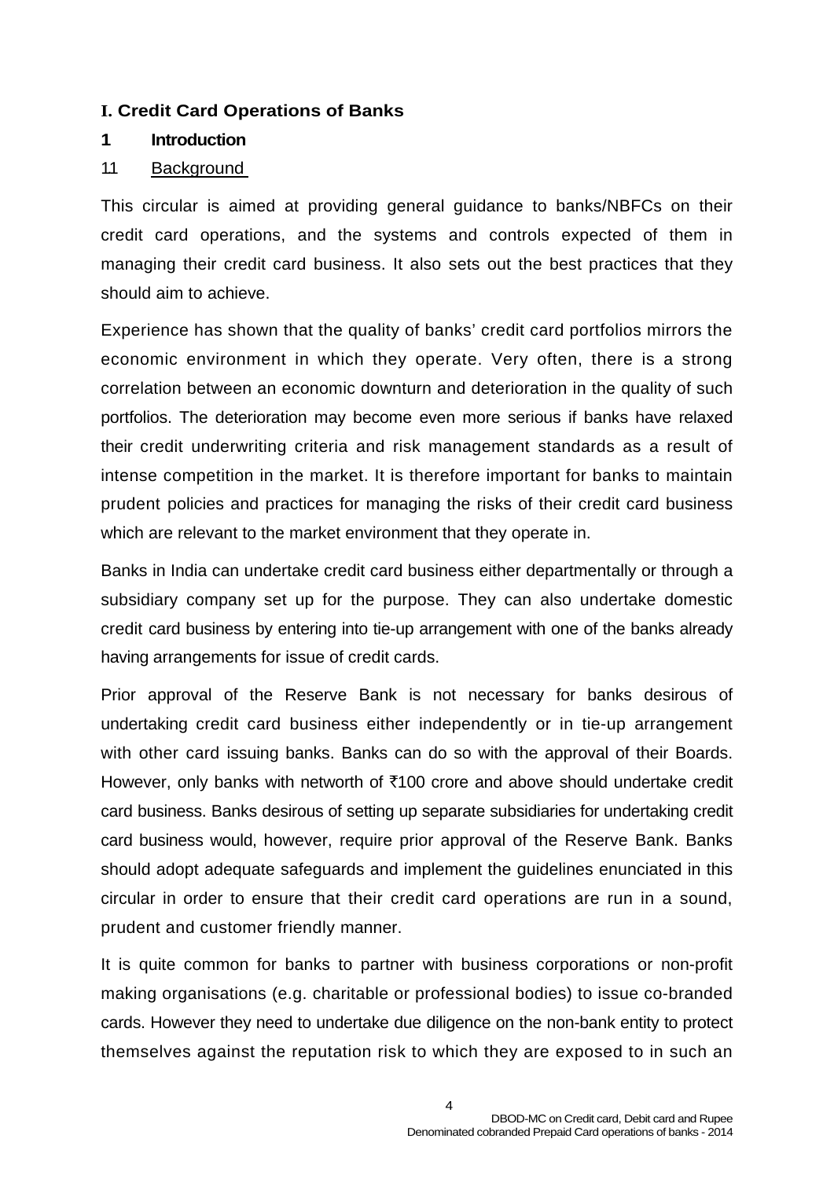## I. Credit Card Operations of Banks

### 1 Introduction

#### 11 Background

This circular is aimed at providing general guidance to banks/NBFCs on their credit card operations, and the systems and controls expected of them in managing their credit card business. It also sets out the best practices that they should aim to achieve.

Experience has shown that the quality of banks' credit card portfolios mirrors the economic environment in which they operate. Very often, there is a strong correlation between an economic downturn and deterioration in the quality of such portfolios. The deterioration may become even more serious if banks have relaxed their credit underwriting criteria and risk management standards as a result of intense competition in the market. It is therefore important for banks to maintain prudent policies and practices for managing the risks of their credit card business which are relevant to the market environment that they operate in.

Banks in India can undertake credit card business either departmentally or through a subsidiary company set up for the purpose. They can also undertake domestic credit card business by entering into tie-up arrangement with one of the banks already having arrangements for issue of credit cards.

Prior approval of the Reserve Bank is not necessary for banks desirous of undertaking credit card business either independently or in tie-up arrangement with other card issuing banks. Banks can do so with the approval of their Boards. However, only banks with networth of ₹100 crore and above should undertake credit card business. Banks desirous of setting up separate subsidiaries for undertaking credit card business would, however, require prior approval of the Reserve Bank. Banks should adopt adequate safeguards and implement the guidelines enunciated in this circular in order to ensure that their credit card operations are run in a sound, prudent and customer friendly manner.

It is quite common for banks to partner with business corporations or non-profit making organisations (e.g. charitable or professional bodies) to issue co-branded cards. However they need to undertake due diligence on the non-bank entity to protect themselves against the reputation risk to which they are exposed to in such an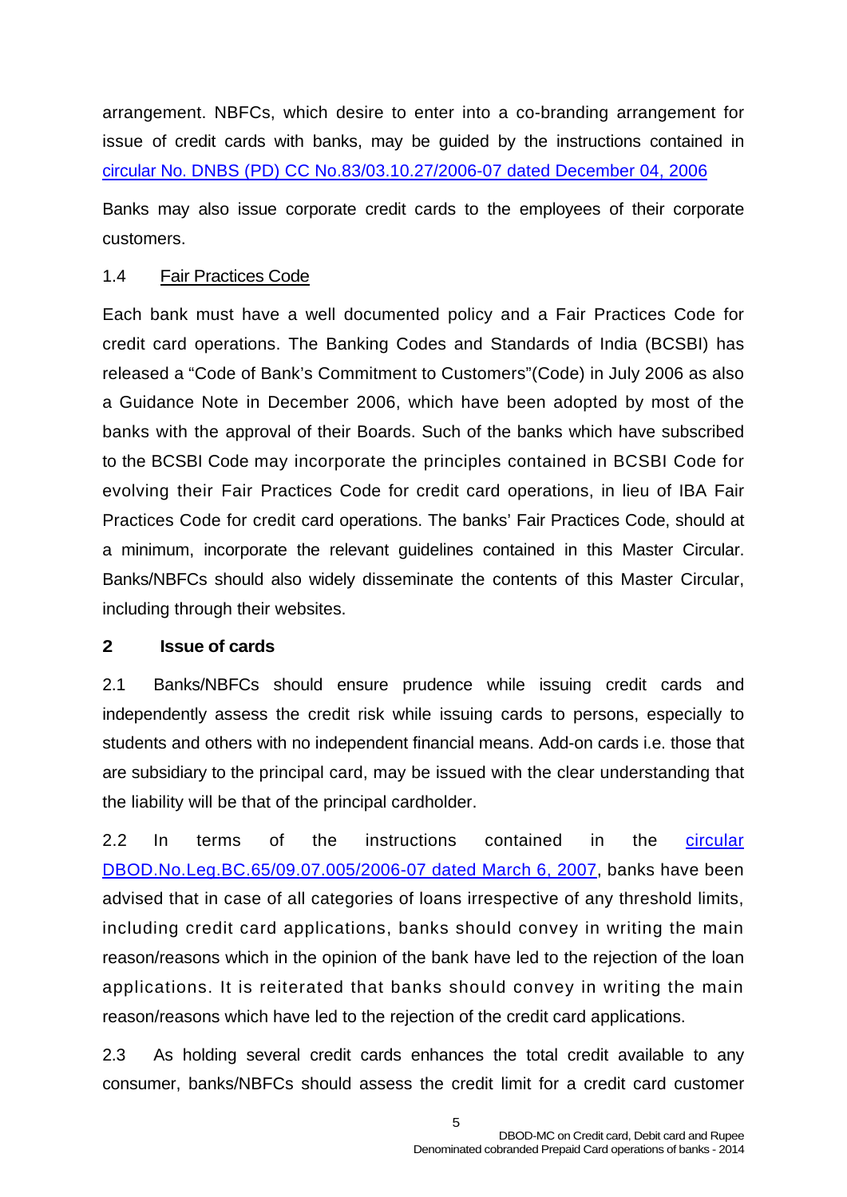arrangement. NBFCs, which desire to enter into a co-branding arrangement for issue of credit cards with banks, may be guided by the instructions contained in circular No. DNBS (PD) CC No.83/03.10.27/2006-07 dated December 04, 2006

Banks may also issue corporate credit cards to the employees of their corporate customers.

1.4 Fair Practices Code

Each bank must have a well documented policy and a Fair Practices Code for credit card operations. The Banking Codes and Standards of India (BCSBI) has released a "Code of Bank's Commitment to Customers"(Code) in July 2006 as also a Guidance Note in December 2006, which have been adopted by most of the banks with the approval of their Boards. Such of the banks which have subscribed to the BCSBI Code may incorporate the principles contained in BCSBI Code for evolving their Fair Practices Code for credit card operations, in lieu of IBA Fair Practices Code for credit card operations. The banks' Fair Practices Code, should at a minimum, incorporate the relevant guidelines contained in this Master Circular. Banks/NBFCs should also widely disseminate the contents of this Master Circular, including through their websites.

## 2 Issue of cards

2.1 Banks/NBFCs should ensure prudence while issuing credit cards and independently assess the credit risk while issuing cards to persons, especially to students and others with no independent financial means. Add-on cards i.e. those that are subsidiary to the principal card, may be issued with the clear understanding that the liability will be that of the principal cardholder.

2.2 In terms of the instructions contained in the circular DBOD.No.Leg.BC.65/09.07.005/2006-07 dated March 6, 2007, banks have been advised that in case of all categories of loans irrespective of any threshold limits, including credit card applications, banks should convey in writing the main reason/reasons which in the opinion of the bank have led to the rejection of the loan applications. It is reiterated that banks should convey in writing the main reason/reasons which have led to the rejection of the credit card applications.

2.3 As holding several credit cards enhances the total credit available to any consumer, banks/NBFCs should assess the credit limit for a credit card customer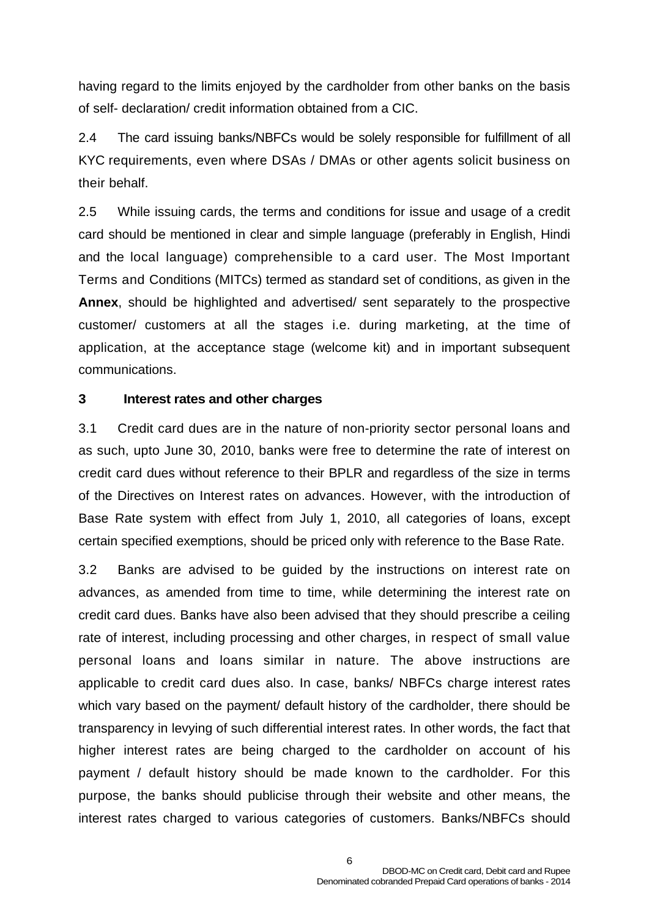having regard to the limits enjoyed by the cardholder from other banks on the basis of self- declaration/ credit information obtained from a CIC.

2.4 The card issuing banks/NBFCs would be solely responsible for fulfillment of all KYC requirements, even where DSAs / DMAs or other agents solicit business on their behalf.

2.5 While issuing cards, the terms and conditions for issue and usage of a credit card should be mentioned in clear and simple language (preferably in English, Hindi and the local language) comprehensible to a card user. The Most Important Terms and Conditions (MITCs) termed as standard set of conditions, as given in the **Annex**, should be highlighted and advertised/ sent separately to the prospective customer/ customers at all the stages i.e. during marketing, at the time of application, at the acceptance stage (welcome kit) and in important subsequent communications.

### 3 Interest rates and other charges

3.1 Credit card dues are in the nature of non-priority sector personal loans and as such, upto June 30, 2010, banks were free to determine the rate of interest on credit card dues without reference to their BPLR and regardless of the size in terms of the Directives on Interest rates on advances. However, with the introduction of Base Rate system with effect from July 1, 2010, all categories of loans, except certain specified exemptions, should be priced only with reference to the Base Rate.

3.2 Banks are advised to be guided by the instructions on interest rate on advances, as amended from time to time, while determining the interest rate on credit card dues. Banks have also been advised that they should prescribe a ceiling rate of interest, including processing and other charges, in respect of small value personal loans and loans similar in nature. The above instructions are applicable to credit card dues also. In case, banks/ NBFCs charge interest rates which vary based on the payment/ default history of the cardholder, there should be transparency in levying of such differential interest rates. In other words, the fact that higher interest rates are being charged to the cardholder on account of his payment / default history should be made known to the cardholder. For this purpose, the banks should publicise through their website and other means, the interest rates charged to various categories of customers. Banks/NBFCs should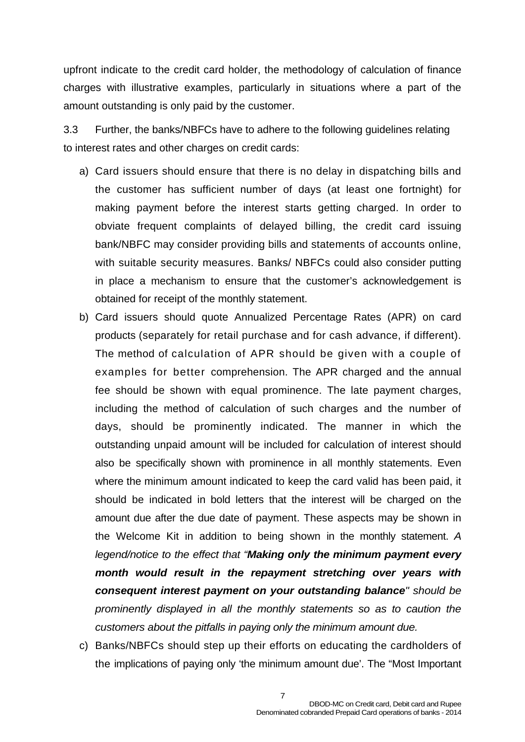upfront indicate to the credit card holder, the methodology of calculation of finance charges with illustrative examples, particularly in situations where a part of the amount outstanding is only paid by the customer.

3.3 Further, the banks/NBFCs have to adhere to the following guidelines relating to interest rates and other charges on credit cards:

a) Card issuers should ensure that there is no delay in dispatching bills and the customer has sufficient number of days (at least one fortnight) for making payment before the interest starts getting charged. In order to obviate frequent complaints of delayed billing, the credit card issuing bank/NBFC may consider providing bills and statements of accounts online, with suitable security measures. Banks/ NBFCs could also consider putting in place a mechanism to ensure that the customer's acknowledgement is obtained for receipt of the monthly statement.

b) Card issuers should quote Annualized Percentage Rates (APR) on card products (separately for retail purchase and for cash advance, if different). The method of calculation of APR should be given with a couple of examples for better comprehension. The APR charged and the annual fee should be shown with equal prominence. The late payment charges, including the method of calculation of such charges and the number of days, should be prominently indicated. The manner in which the outstanding unpaid amount will be included for calculation of interest should also be specifically shown with prominence in all monthly statements. Even where the minimum amount indicated to keep the card valid has been paid, it should be indicated in bold letters that the interest will be charged on the amount due after the due date of payment. These aspects may be shown in the Welcome Kit in addition to being shown in the monthly statement. *A legend/notice to the effect that "**Making only the minimum payment every month would result in the repayment stretching over years with consequent interest payment on your outstanding balance**" should be prominently displayed in all the monthly statements so as to caution the customers about the pitfalls in paying only the minimum amount due.*

c) Banks/NBFCs should step up their efforts on educating the cardholders of the implications of paying only 'the minimum amount due'. The "Most Important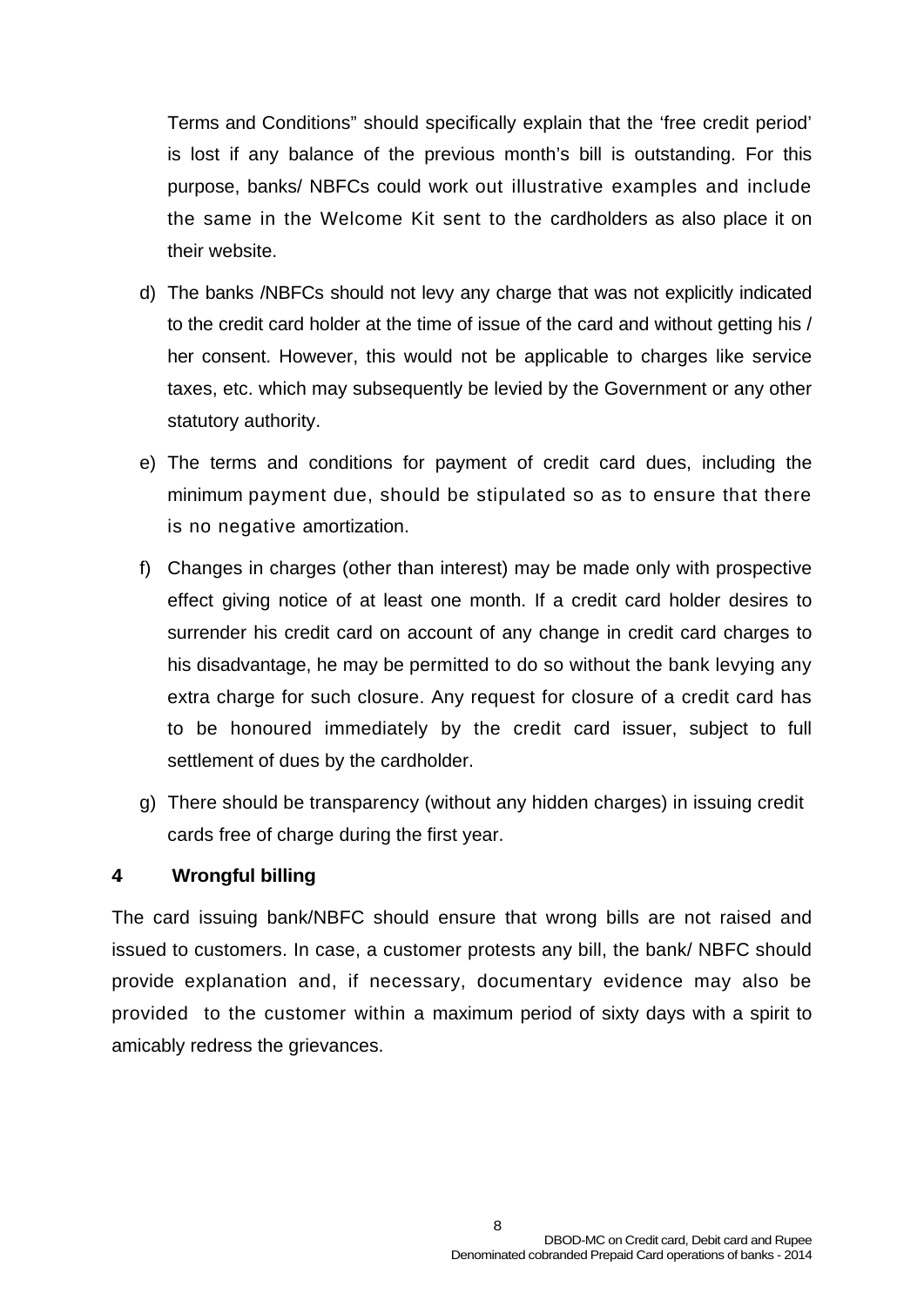Terms and Conditions" should specifically explain that the 'free credit period' is lost if any balance of the previous month's bill is outstanding. For this purpose, banks/ NBFCs could work out illustrative examples and include the same in the Welcome Kit sent to the cardholders as also place it on their website.

d) The banks /NBFCs should not levy any charge that was not explicitly indicated to the credit card holder at the time of issue of the card and without getting his / her consent. However, this would not be applicable to charges like service taxes, etc. which may subsequently be levied by the Government or any other statutory authority.

e) The terms and conditions for payment of credit card dues, including the minimum payment due, should be stipulated so as to ensure that there is no negative amortization.

f) Changes in charges (other than interest) may be made only with prospective effect giving notice of at least one month. If a credit card holder desires to surrender his credit card on account of any change in credit card charges to his disadvantage, he may be permitted to do so without the bank levying any extra charge for such closure. Any request for closure of a credit card has to be honoured immediately by the credit card issuer, subject to full settlement of dues by the cardholder.

g) There should be transparency (without any hidden charges) in issuing credit cards free of charge during the first year.

**4 Wrongful billing**

The card issuing bank/NBFC should ensure that wrong bills are not raised and issued to customers. In case, a customer protests any bill, the bank/ NBFC should provide explanation and, if necessary, documentary evidence may also be provided to the customer within a maximum period of sixty days with a spirit to amicably redress the grievances.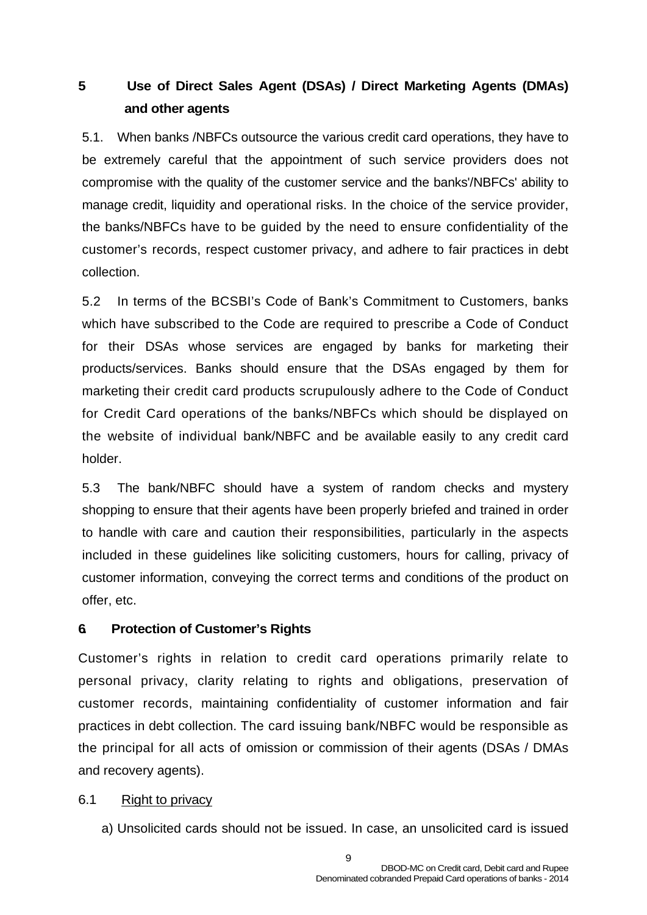## 5 Use of Direct Sales Agent (DSAs) / Direct Marketing Agents (DMAs) and other agents

5.1. When banks /NBFCs outsource the various credit card operations, they have to be extremely careful that the appointment of such service providers does not compromise with the quality of the customer service and the banks'/NBFCs' ability to manage credit, liquidity and operational risks. In the choice of the service provider, the banks/NBFCs have to be guided by the need to ensure confidentiality of the customer's records, respect customer privacy, and adhere to fair practices in debt collection.

5.2 In terms of the BCSBI's Code of Bank's Commitment to Customers, banks which have subscribed to the Code are required to prescribe a Code of Conduct for their DSAs whose services are engaged by banks for marketing their products/services. Banks should ensure that the DSAs engaged by them for marketing their credit card products scrupulously adhere to the Code of Conduct for Credit Card operations of the banks/NBFCs which should be displayed on the website of individual bank/NBFC and be available easily to any credit card holder.

5.3 The bank/NBFC should have a system of random checks and mystery shopping to ensure that their agents have been properly briefed and trained in order to handle with care and caution their responsibilities, particularly in the aspects included in these guidelines like soliciting customers, hours for calling, privacy of customer information, conveying the correct terms and conditions of the product on offer, etc.

## 6. Protection of Customer's Rights

Customer's rights in relation to credit card operations primarily relate to personal privacy, clarity relating to rights and obligations, preservation of customer records, maintaining confidentiality of customer information and fair practices in debt collection. The card issuing bank/NBFC would be responsible as the principal for all acts of omission or commission of their agents (DSAs / DMAs and recovery agents).

6.1 Right to privacy

a) Unsolicited cards should not be issued. In case, an unsolicited card is issued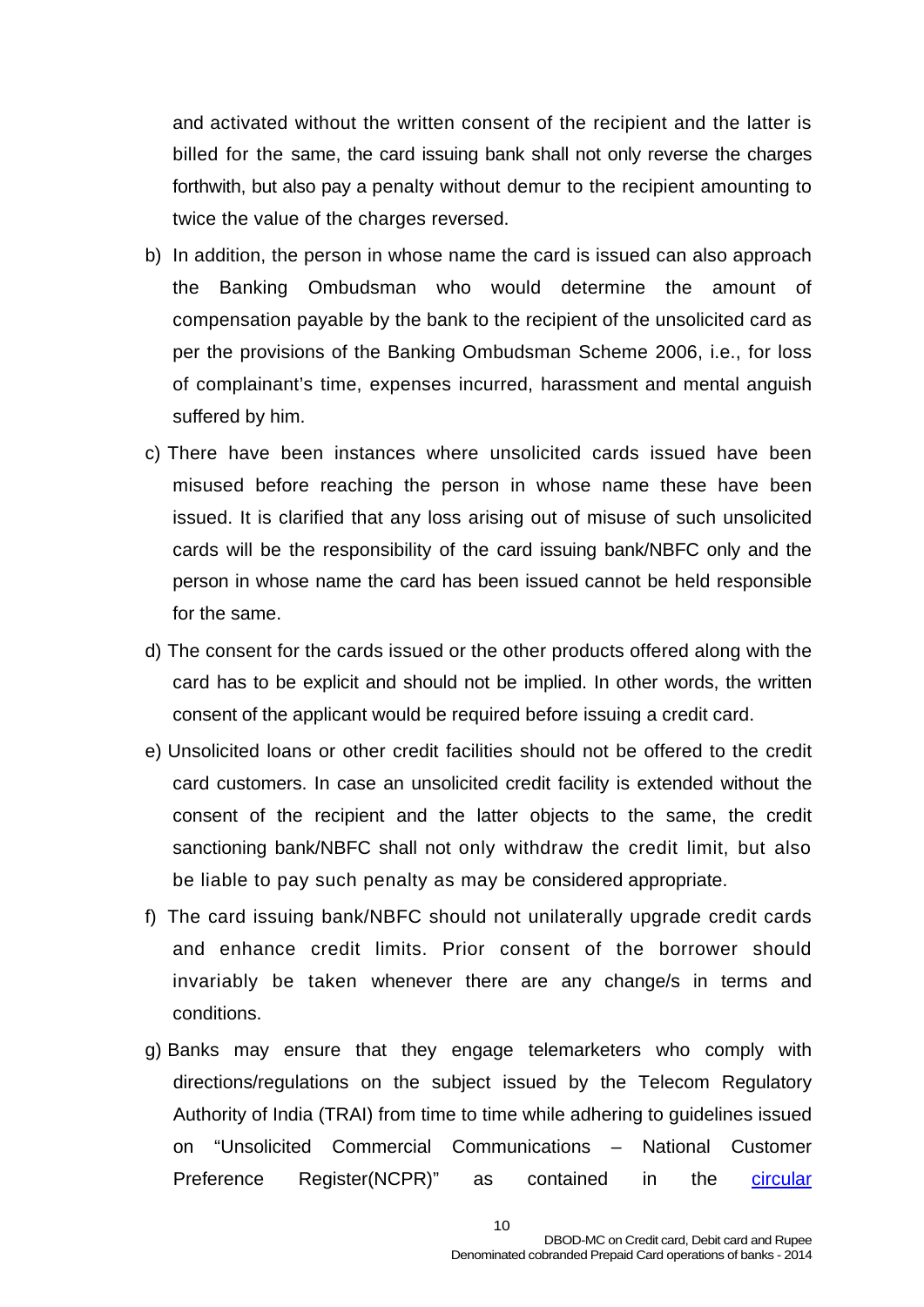and activated without the written consent of the recipient and the latter is billed for the same, the card issuing bank shall not only reverse the charges forthwith, but also pay a penalty without demur to the recipient amounting to twice the value of the charges reversed.

b) In addition, the person in whose name the card is issued can also approach the Banking Ombudsman who would determine the amount of compensation payable by the bank to the recipient of the unsolicited card as per the provisions of the Banking Ombudsman Scheme 2006, i.e., for loss of complainant's time, expenses incurred, harassment and mental anguish suffered by him.

c) There have been instances where unsolicited cards issued have been misused before reaching the person in whose name these have been issued. It is clarified that any loss arising out of misuse of such unsolicited cards will be the responsibility of the card issuing bank/NBFC only and the person in whose name the card has been issued cannot be held responsible for the same.

d) The consent for the cards issued or the other products offered along with the card has to be explicit and should not be implied. In other words, the written consent of the applicant would be required before issuing a credit card.

e) Unsolicited loans or other credit facilities should not be offered to the credit card customers. In case an unsolicited credit facility is extended without the consent of the recipient and the latter objects to the same, the credit sanctioning bank/NBFC shall not only withdraw the credit limit, but also be liable to pay such penalty as may be considered appropriate.

f) The card issuing bank/NBFC should not unilaterally upgrade credit cards and enhance credit limits. Prior consent of the borrower should invariably be taken whenever there are any change/s in terms and conditions.

g) Banks may ensure that they engage telemarketers who comply with directions/regulations on the subject issued by the Telecom Regulatory Authority of India (TRAI) from time to time while adhering to guidelines issued on "Unsolicited Commercial Communications – National Customer Preference Register(NCPR)" as contained in the circular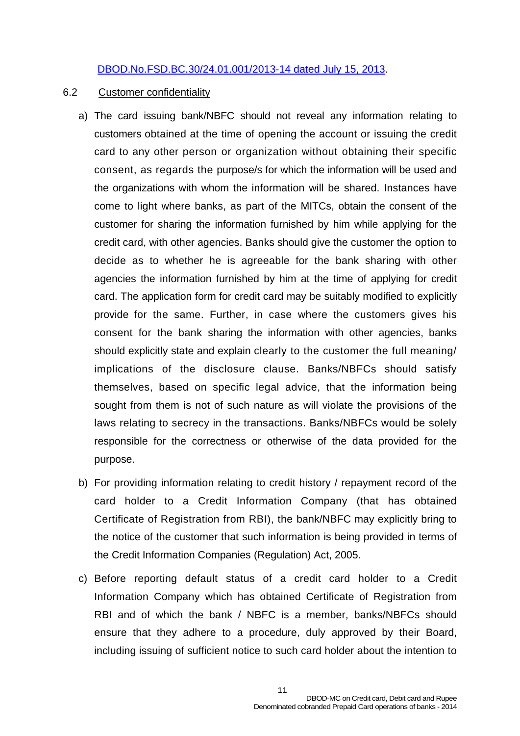DBOD.No.FSD.BC.30/24.01.001/2013-14 dated July 15, 2013.

6.2 Customer confidentiality

a) The card issuing bank/NBFC should not reveal any information relating to customers obtained at the time of opening the account or issuing the credit card to any other person or organization without obtaining their specific consent, as regards the purpose/s for which the information will be used and the organizations with whom the information will be shared. Instances have come to light where banks, as part of the MITCs, obtain the consent of the customer for sharing the information furnished by him while applying for the credit card, with other agencies. Banks should give the customer the option to decide as to whether he is agreeable for the bank sharing with other agencies the information furnished by him at the time of applying for credit card. The application form for credit card may be suitably modified to explicitly provide for the same. Further, in case where the customers gives his consent for the bank sharing the information with other agencies, banks should explicitly state and explain clearly to the customer the full meaning/ implications of the disclosure clause. Banks/NBFCs should satisfy themselves, based on specific legal advice, that the information being sought from them is not of such nature as will violate the provisions of the laws relating to secrecy in the transactions. Banks/NBFCs would be solely responsible for the correctness or otherwise of the data provided for the purpose.

b) For providing information relating to credit history / repayment record of the card holder to a Credit Information Company (that has obtained Certificate of Registration from RBI), the bank/NBFC may explicitly bring to the notice of the customer that such information is being provided in terms of the Credit Information Companies (Regulation) Act, 2005.

c) Before reporting default status of a credit card holder to a Credit Information Company which has obtained Certificate of Registration from RBI and of which the bank / NBFC is a member, banks/NBFCs should ensure that they adhere to a procedure, duly approved by their Board, including issuing of sufficient notice to such card holder about the intention to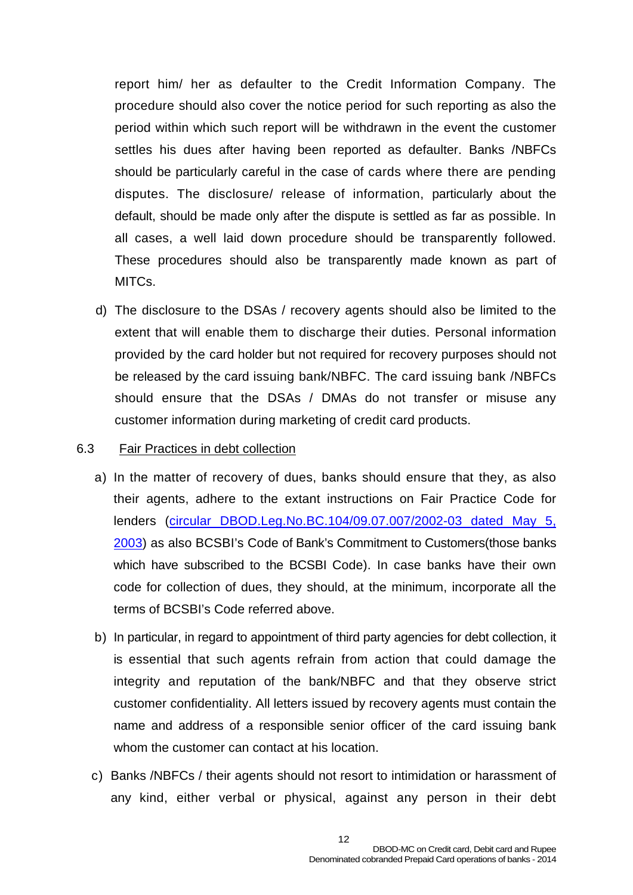report him/ her as defaulter to the Credit Information Company. The procedure should also cover the notice period for such reporting as also the period within which such report will be withdrawn in the event the customer settles his dues after having been reported as defaulter. Banks /NBFCs should be particularly careful in the case of cards where there are pending disputes. The disclosure/ release of information, particularly about the default, should be made only after the dispute is settled as far as possible. In all cases, a well laid down procedure should be transparently followed. These procedures should also be transparently made known as part of MITCs.

d) The disclosure to the DSAs / recovery agents should also be limited to the extent that will enable them to discharge their duties. Personal information provided by the card holder but not required for recovery purposes should not be released by the card issuing bank/NBFC. The card issuing bank /NBFCs should ensure that the DSAs / DMAs do not transfer or misuse any customer information during marketing of credit card products.

6.3 Fair Practices in debt collection

a) In the matter of recovery of dues, banks should ensure that they, as also their agents, adhere to the extant instructions on Fair Practice Code for lenders (circular DBOD.Leg.No.BC.104/09.07.007/2002-03 dated May 5, 2003) as also BCSBI's Code of Bank's Commitment to Customers(those banks which have subscribed to the BCSBI Code). In case banks have their own code for collection of dues, they should, at the minimum, incorporate all the terms of BCSBI's Code referred above.

b) In particular, in regard to appointment of third party agencies for debt collection, it is essential that such agents refrain from action that could damage the integrity and reputation of the bank/NBFC and that they observe strict customer confidentiality. All letters issued by recovery agents must contain the name and address of a responsible senior officer of the card issuing bank whom the customer can contact at his location.

c) Banks /NBFCs / their agents should not resort to intimidation or harassment of any kind, either verbal or physical, against any person in their debt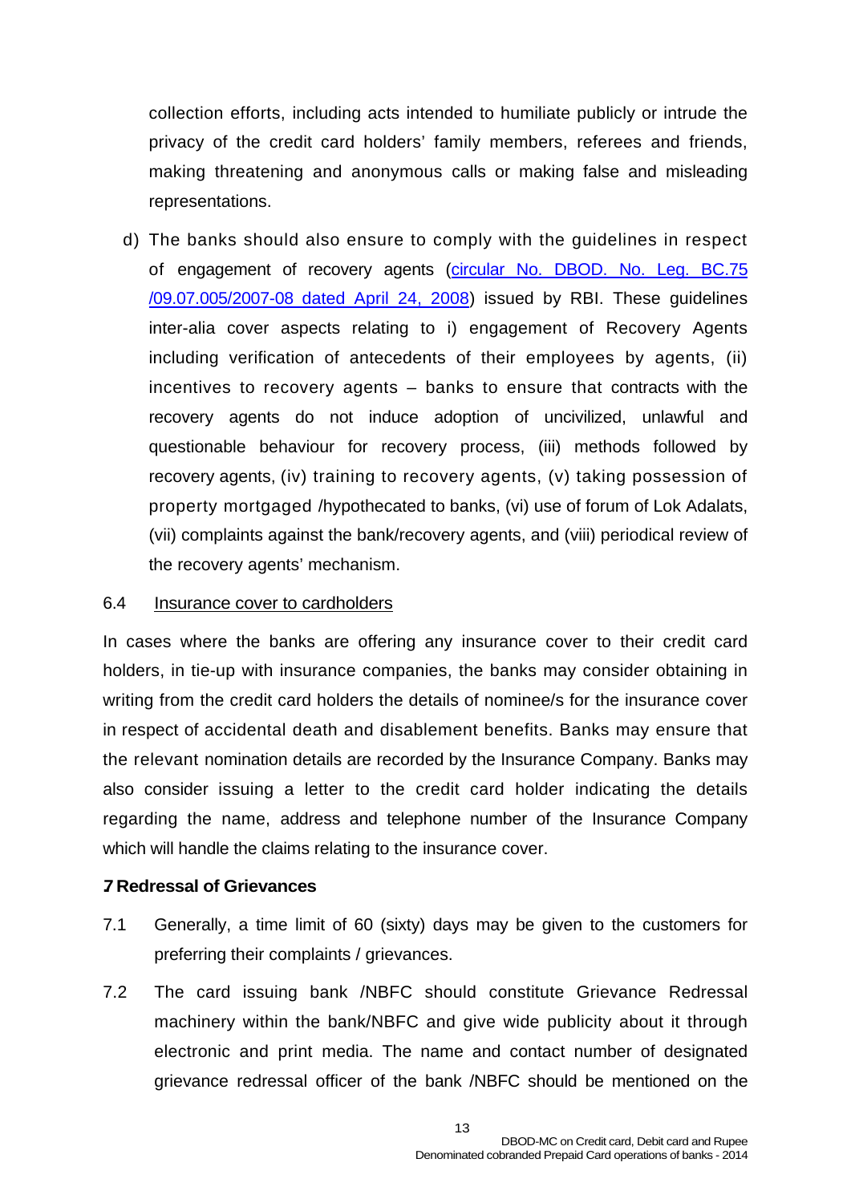collection efforts, including acts intended to humiliate publicly or intrude the privacy of the credit card holders' family members, referees and friends, making threatening and anonymous calls or making false and misleading representations.

d) The banks should also ensure to comply with the guidelines in respect of engagement of recovery agents (circular No. DBOD. No. Leg. BC.75 /09.07.005/2007-08 dated April 24, 2008) issued by RBI. These guidelines inter-alia cover aspects relating to i) engagement of Recovery Agents including verification of antecedents of their employees by agents, (ii) incentives to recovery agents – banks to ensure that contracts with the recovery agents do not induce adoption of uncivilized, unlawful and questionable behaviour for recovery process, (iii) methods followed by recovery agents, (iv) training to recovery agents, (v) taking possession of property mortgaged /hypothecated to banks, (vi) use of forum of Lok Adalats, (vii) complaints against the bank/recovery agents, and (viii) periodical review of the recovery agents' mechanism.

6.4 Insurance cover to cardholders

In cases where the banks are offering any insurance cover to their credit card holders, in tie-up with insurance companies, the banks may consider obtaining in writing from the credit card holders the details of nominee/s for the insurance cover in respect of accidental death and disablement benefits. Banks may ensure that the relevant nomination details are recorded by the Insurance Company. Banks may also consider issuing a letter to the credit card holder indicating the details regarding the name, address and telephone number of the Insurance Company which will handle the claims relating to the insurance cover.

**7 Redressal of Grievances**

7.1 Generally, a time limit of 60 (sixty) days may be given to the customers for preferring their complaints / grievances.

7.2 The card issuing bank /NBFC should constitute Grievance Redressal machinery within the bank/NBFC and give wide publicity about it through electronic and print media. The name and contact number of designated grievance redressal officer of the bank /NBFC should be mentioned on the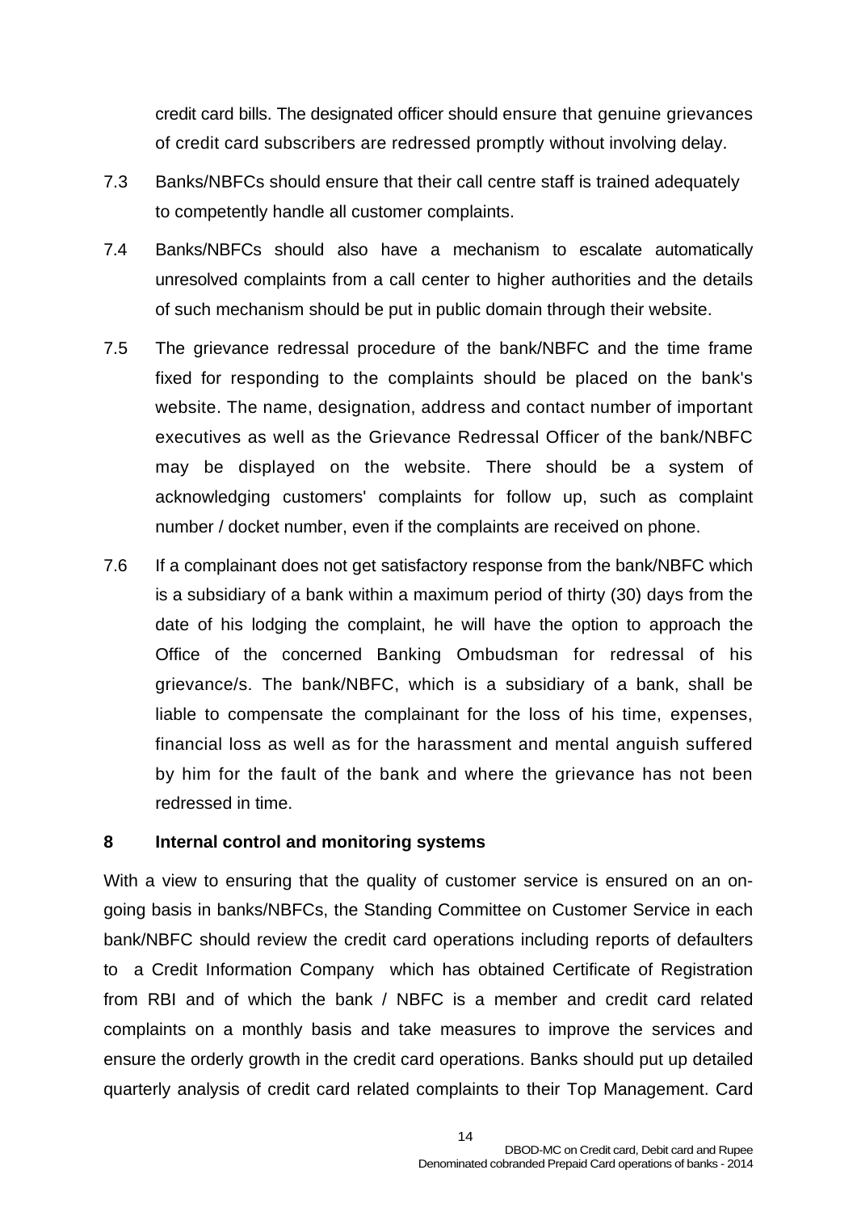credit card bills. The designated officer should ensure that genuine grievances of credit card subscribers are redressed promptly without involving delay.

7.3 Banks/NBFCs should ensure that their call centre staff is trained adequately to competently handle all customer complaints.

7.4 Banks/NBFCs should also have a mechanism to escalate automatically unresolved complaints from a call center to higher authorities and the details of such mechanism should be put in public domain through their website.

7.5 The grievance redressal procedure of the bank/NBFC and the time frame fixed for responding to the complaints should be placed on the bank's website. The name, designation, address and contact number of important executives as well as the Grievance Redressal Officer of the bank/NBFC may be displayed on the website. There should be a system of acknowledging customers' complaints for follow up, such as complaint number / docket number, even if the complaints are received on phone.

7.6 If a complainant does not get satisfactory response from the bank/NBFC which is a subsidiary of a bank within a maximum period of thirty (30) days from the date of his lodging the complaint, he will have the option to approach the Office of the concerned Banking Ombudsman for redressal of his grievance/s. The bank/NBFC, which is a subsidiary of a bank, shall be liable to compensate the complainant for the loss of his time, expenses, financial loss as well as for the harassment and mental anguish suffered by him for the fault of the bank and where the grievance has not been redressed in time.

## 8 Internal control and monitoring systems

With a view to ensuring that the quality of customer service is ensured on an on-going basis in banks/NBFCs, the Standing Committee on Customer Service in each bank/NBFC should review the credit card operations including reports of defaulters to a Credit Information Company which has obtained Certificate of Registration from RBI and of which the bank / NBFC is a member and credit card related complaints on a monthly basis and take measures to improve the services and ensure the orderly growth in the credit card operations. Banks should put up detailed quarterly analysis of credit card related complaints to their Top Management. Card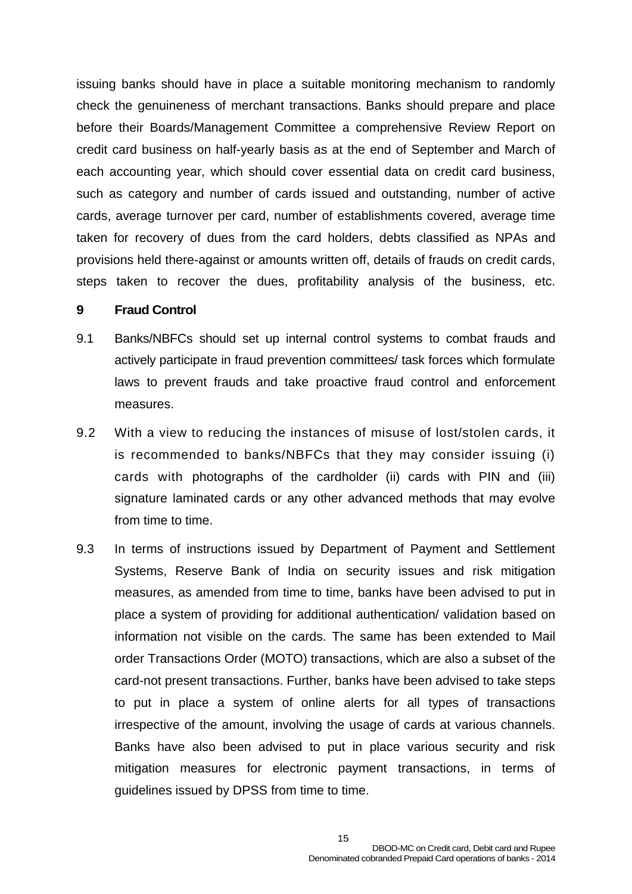issuing banks should have in place a suitable monitoring mechanism to randomly check the genuineness of merchant transactions. Banks should prepare and place before their Boards/Management Committee a comprehensive Review Report on credit card business on half-yearly basis as at the end of September and March of each accounting year, which should cover essential data on credit card business, such as category and number of cards issued and outstanding, number of active cards, average turnover per card, number of establishments covered, average time taken for recovery of dues from the card holders, debts classified as NPAs and provisions held there-against or amounts written off, details of frauds on credit cards, steps taken to recover the dues, profitability analysis of the business, etc.

## 9 Fraud Control

9.1 Banks/NBFCs should set up internal control systems to combat frauds and actively participate in fraud prevention committees/ task forces which formulate laws to prevent frauds and take proactive fraud control and enforcement measures.

9.2 With a view to reducing the instances of misuse of lost/stolen cards, it is recommended to banks/NBFCs that they may consider issuing (i) cards with photographs of the cardholder (ii) cards with PIN and (iii) signature laminated cards or any other advanced methods that may evolve from time to time.

9.3 In terms of instructions issued by Department of Payment and Settlement Systems, Reserve Bank of India on security issues and risk mitigation measures, as amended from time to time, banks have been advised to put in place a system of providing for additional authentication/ validation based on information not visible on the cards. The same has been extended to Mail order Transactions Order (MOTO) transactions, which are also a subset of the card-not present transactions. Further, banks have been advised to take steps to put in place a system of online alerts for all types of transactions irrespective of the amount, involving the usage of cards at various channels. Banks have also been advised to put in place various security and risk mitigation measures for electronic payment transactions, in terms of guidelines issued by DPSS from time to time.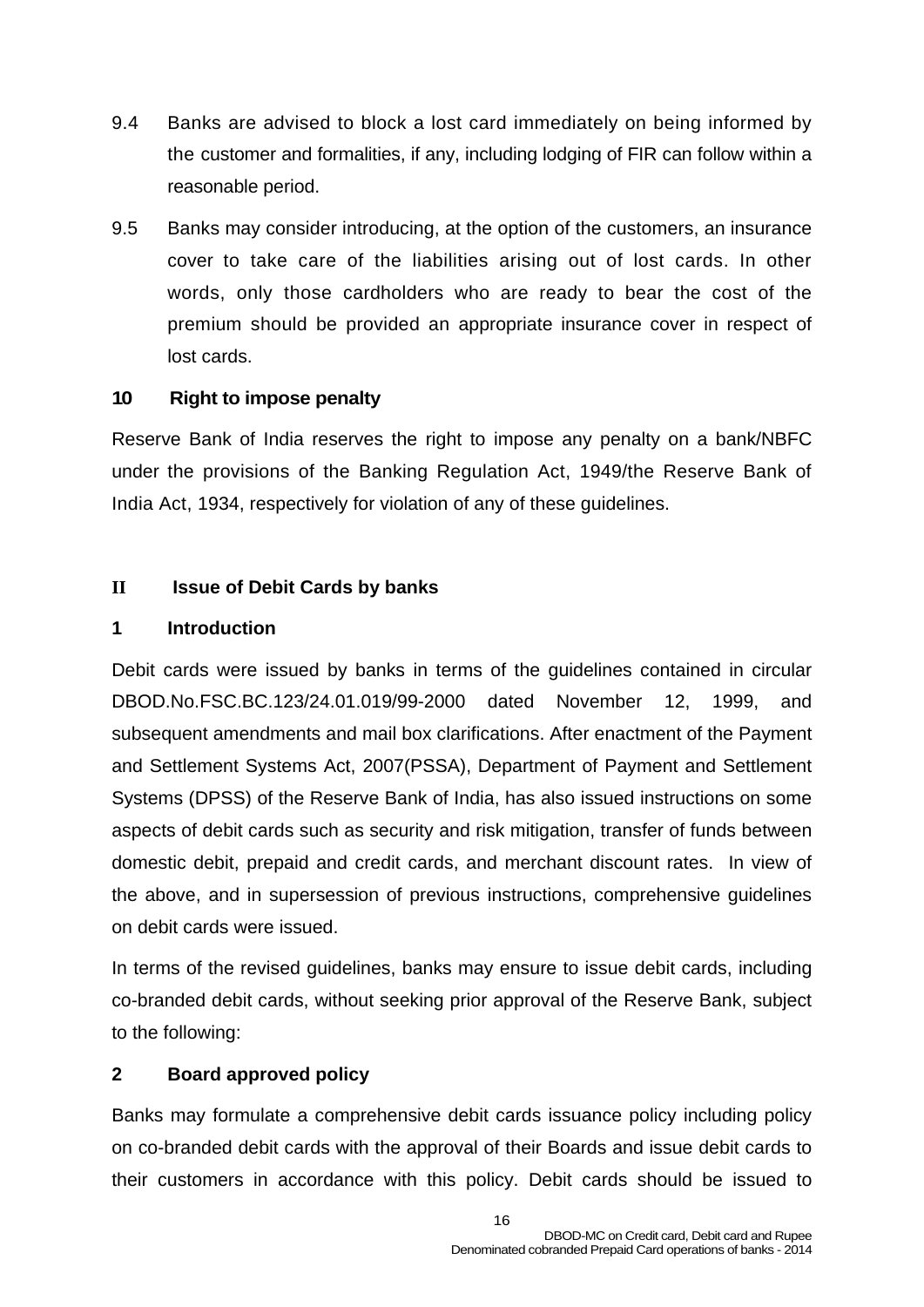9.4 Banks are advised to block a lost card immediately on being informed by the customer and formalities, if any, including lodging of FIR can follow within a reasonable period.

9.5 Banks may consider introducing, at the option of the customers, an insurance cover to take care of the liabilities arising out of lost cards. In other words, only those cardholders who are ready to bear the cost of the premium should be provided an appropriate insurance cover in respect of lost cards.

### 10 Right to impose penalty

Reserve Bank of India reserves the right to impose any penalty on a bank/NBFC under the provisions of the Banking Regulation Act, 1949/the Reserve Bank of India Act, 1934, respectively for violation of any of these guidelines.

## II Issue of Debit Cards by banks

### 1 Introduction

Debit cards were issued by banks in terms of the guidelines contained in circular DBOD.No.FSC.BC.123/24.01.019/99-2000 dated November 12, 1999, and subsequent amendments and mail box clarifications. After enactment of the Payment and Settlement Systems Act, 2007(PSSA), Department of Payment and Settlement Systems (DPSS) of the Reserve Bank of India, has also issued instructions on some aspects of debit cards such as security and risk mitigation, transfer of funds between domestic debit, prepaid and credit cards, and merchant discount rates. In view of the above, and in supersession of previous instructions, comprehensive guidelines on debit cards were issued.

In terms of the revised guidelines, banks may ensure to issue debit cards, including co-branded debit cards, without seeking prior approval of the Reserve Bank, subject to the following:

### 2 Board approved policy

Banks may formulate a comprehensive debit cards issuance policy including policy on co-branded debit cards with the approval of their Boards and issue debit cards to their customers in accordance with this policy. Debit cards should be issued to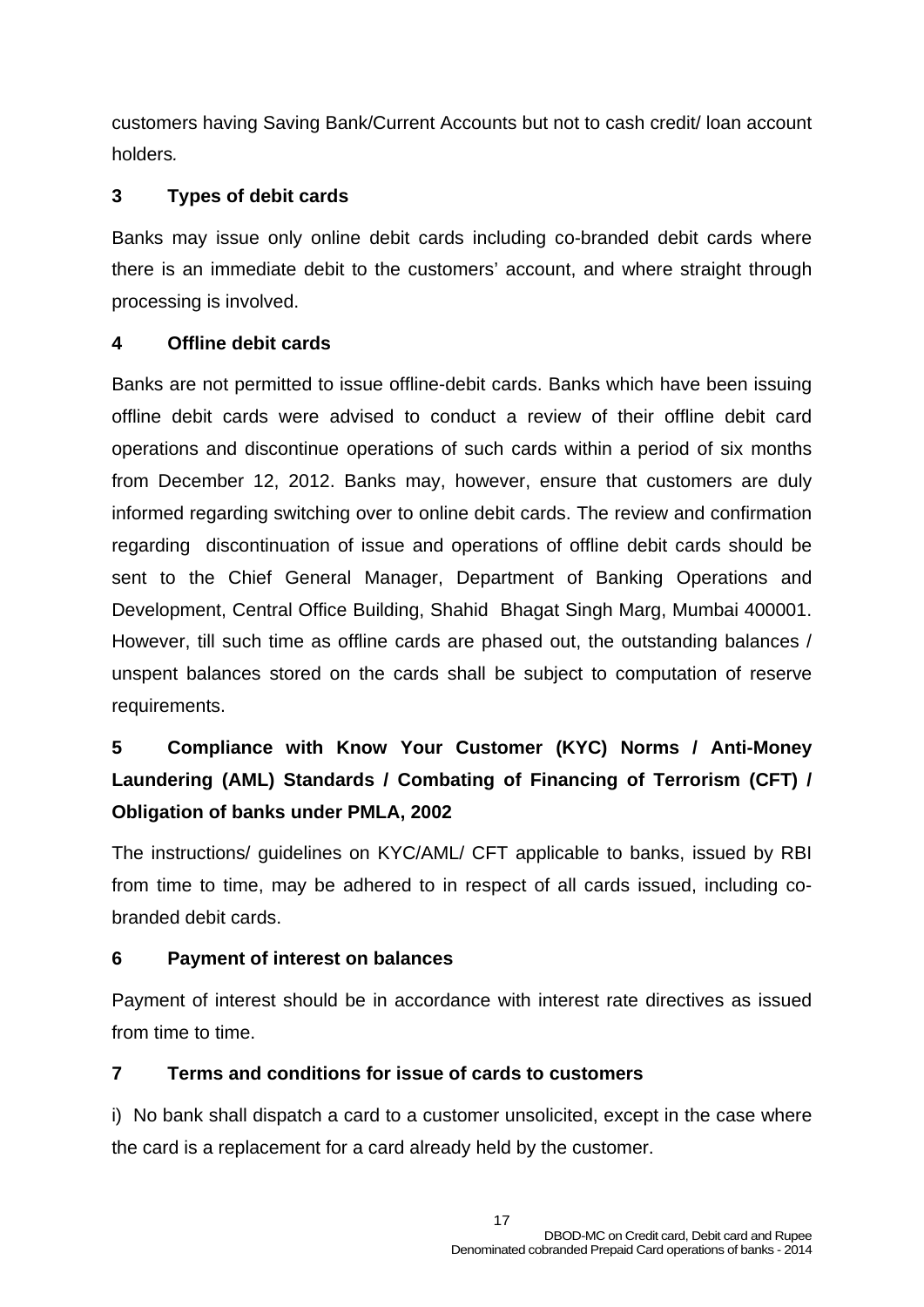customers having Saving Bank/Current Accounts but not to cash credit/ loan account holders*.*

**3 Types of debit cards**

Banks may issue only online debit cards including co-branded debit cards where there is an immediate debit to the customers' account, and where straight through processing is involved.

**4 Offline debit cards**

Banks are not permitted to issue offline-debit cards. Banks which have been issuing offline debit cards were advised to conduct a review of their offline debit card operations and discontinue operations of such cards within a period of six months from December 12, 2012. Banks may, however, ensure that customers are duly informed regarding switching over to online debit cards. The review and confirmation regarding discontinuation of issue and operations of offline debit cards should be sent to the Chief General Manager, Department of Banking Operations and Development, Central Office Building, Shahid Bhagat Singh Marg, Mumbai 400001. However, till such time as offline cards are phased out, the outstanding balances / unspent balances stored on the cards shall be subject to computation of reserve requirements.

**5 Compliance with Know Your Customer (KYC) Norms / Anti-Money Laundering (AML) Standards / Combating of Financing of Terrorism (CFT) / Obligation of banks under PMLA, 2002**

The instructions/ guidelines on KYC/AML/ CFT applicable to banks, issued by RBI from time to time, may be adhered to in respect of all cards issued, including co-branded debit cards.

**6 Payment of interest on balances**

Payment of interest should be in accordance with interest rate directives as issued from time to time.

**7 Terms and conditions for issue of cards to customers**

i) No bank shall dispatch a card to a customer unsolicited, except in the case where the card is a replacement for a card already held by the customer.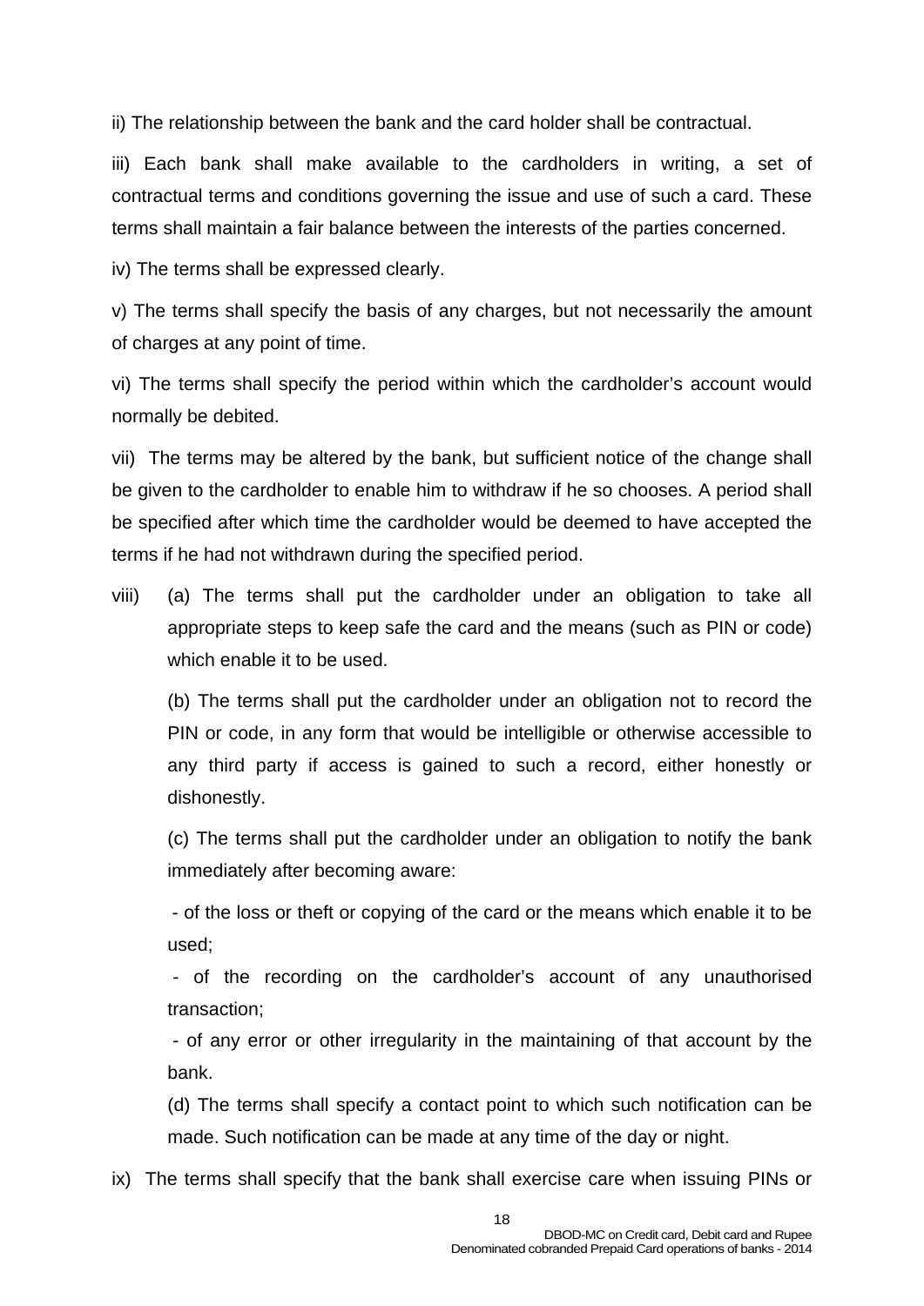ii) The relationship between the bank and the card holder shall be contractual.

iii) Each bank shall make available to the cardholders in writing, a set of contractual terms and conditions governing the issue and use of such a card. These terms shall maintain a fair balance between the interests of the parties concerned.

iv) The terms shall be expressed clearly.

v) The terms shall specify the basis of any charges, but not necessarily the amount of charges at any point of time.

vi) The terms shall specify the period within which the cardholder's account would normally be debited.

vii) The terms may be altered by the bank, but sufficient notice of the change shall be given to the cardholder to enable him to withdraw if he so chooses. A period shall be specified after which time the cardholder would be deemed to have accepted the terms if he had not withdrawn during the specified period.

viii) (a) The terms shall put the cardholder under an obligation to take all appropriate steps to keep safe the card and the means (such as PIN or code) which enable it to be used.

(b) The terms shall put the cardholder under an obligation not to record the PIN or code, in any form that would be intelligible or otherwise accessible to any third party if access is gained to such a record, either honestly or dishonestly.

(c) The terms shall put the cardholder under an obligation to notify the bank immediately after becoming aware:

- of the loss or theft or copying of the card or the means which enable it to be used;
- of the recording on the cardholder's account of any unauthorised transaction;
- of any error or other irregularity in the maintaining of that account by the bank.

(d) The terms shall specify a contact point to which such notification can be made. Such notification can be made at any time of the day or night.

ix) The terms shall specify that the bank shall exercise care when issuing PINs or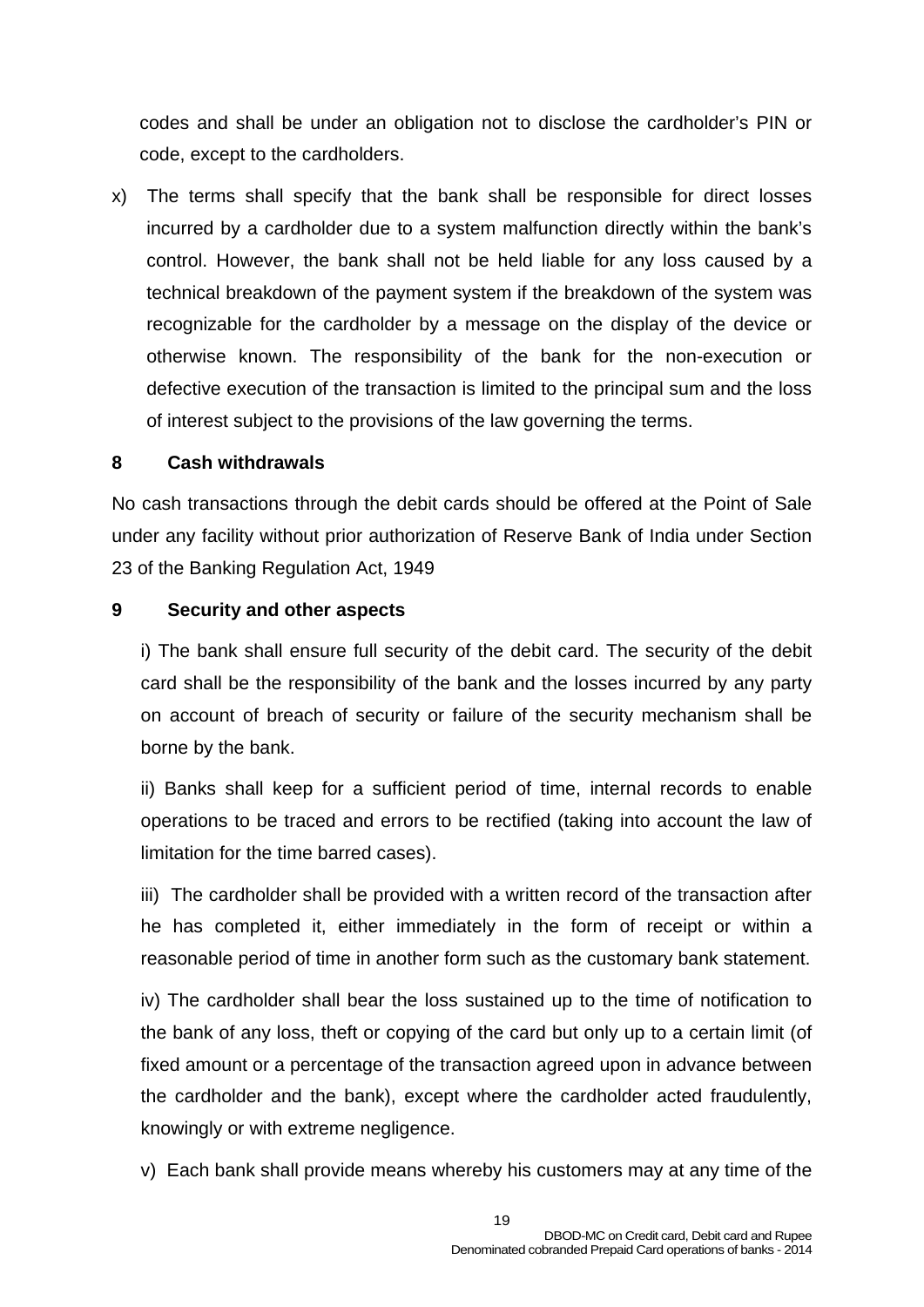codes and shall be under an obligation not to disclose the cardholder's PIN or code, except to the cardholders.

x) The terms shall specify that the bank shall be responsible for direct losses incurred by a cardholder due to a system malfunction directly within the bank's control. However, the bank shall not be held liable for any loss caused by a technical breakdown of the payment system if the breakdown of the system was recognizable for the cardholder by a message on the display of the device or otherwise known. The responsibility of the bank for the non-execution or defective execution of the transaction is limited to the principal sum and the loss of interest subject to the provisions of the law governing the terms.

**8 Cash withdrawals**

No cash transactions through the debit cards should be offered at the Point of Sale under any facility without prior authorization of Reserve Bank of India under Section 23 of the Banking Regulation Act, 1949

**9 Security and other aspects**

i) The bank shall ensure full security of the debit card. The security of the debit card shall be the responsibility of the bank and the losses incurred by any party on account of breach of security or failure of the security mechanism shall be borne by the bank.

ii) Banks shall keep for a sufficient period of time, internal records to enable operations to be traced and errors to be rectified (taking into account the law of limitation for the time barred cases).

iii) The cardholder shall be provided with a written record of the transaction after he has completed it, either immediately in the form of receipt or within a reasonable period of time in another form such as the customary bank statement.

iv) The cardholder shall bear the loss sustained up to the time of notification to the bank of any loss, theft or copying of the card but only up to a certain limit (of fixed amount or a percentage of the transaction agreed upon in advance between the cardholder and the bank), except where the cardholder acted fraudulently, knowingly or with extreme negligence.

v) Each bank shall provide means whereby his customers may at any time of the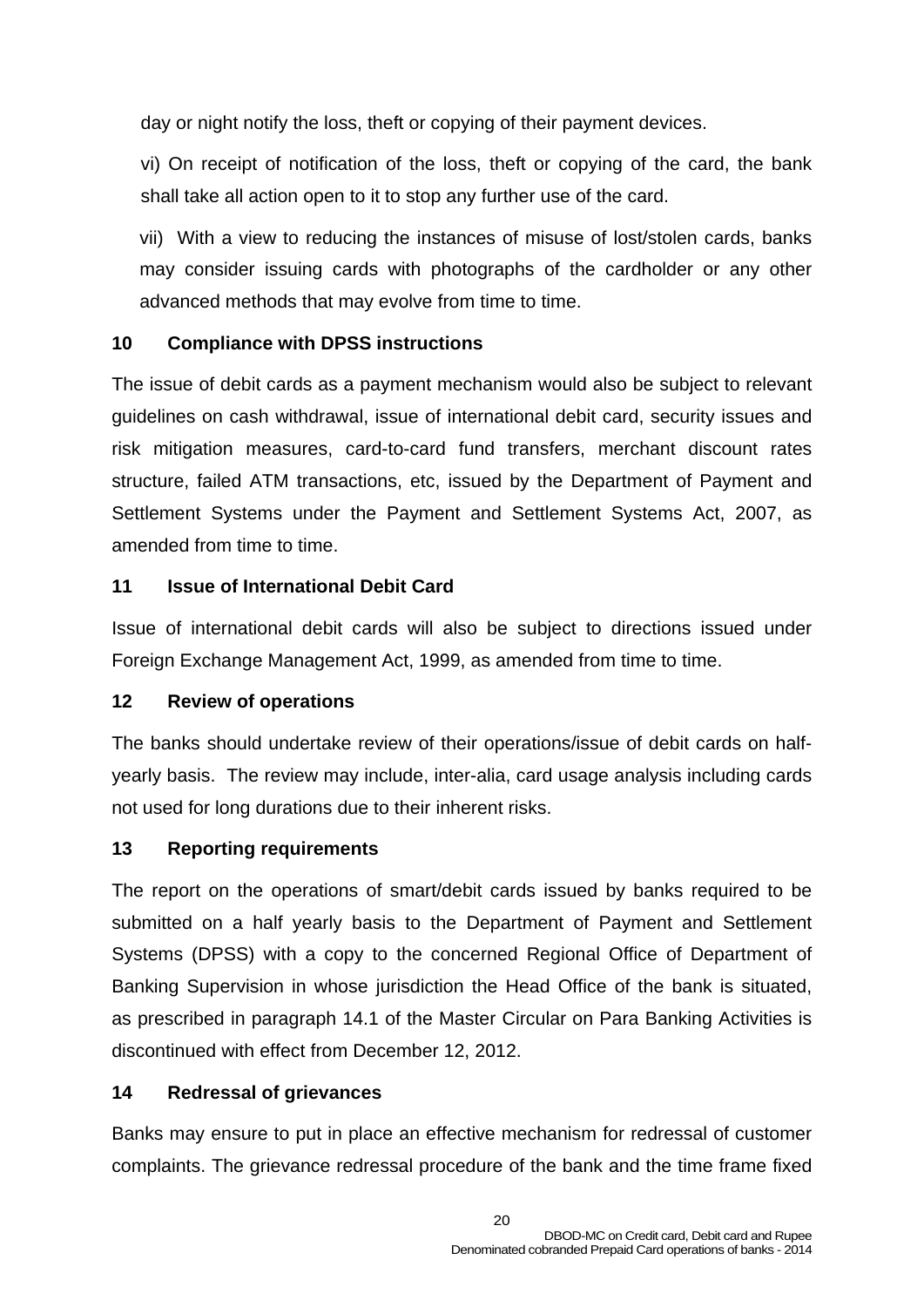day or night notify the loss, theft or copying of their payment devices.

vi) On receipt of notification of the loss, theft or copying of the card, the bank shall take all action open to it to stop any further use of the card.

vii) With a view to reducing the instances of misuse of lost/stolen cards, banks may consider issuing cards with photographs of the cardholder or any other advanced methods that may evolve from time to time.

**10 Compliance with DPSS instructions**

The issue of debit cards as a payment mechanism would also be subject to relevant guidelines on cash withdrawal, issue of international debit card, security issues and risk mitigation measures, card-to-card fund transfers, merchant discount rates structure, failed ATM transactions, etc, issued by the Department of Payment and Settlement Systems under the Payment and Settlement Systems Act, 2007, as amended from time to time.

**11 Issue of International Debit Card**

Issue of international debit cards will also be subject to directions issued under Foreign Exchange Management Act, 1999, as amended from time to time.

**12 Review of operations**

The banks should undertake review of their operations/issue of debit cards on half-yearly basis. The review may include, inter-alia, card usage analysis including cards not used for long durations due to their inherent risks.

**13 Reporting requirements**

The report on the operations of smart/debit cards issued by banks required to be submitted on a half yearly basis to the Department of Payment and Settlement Systems (DPSS) with a copy to the concerned Regional Office of Department of Banking Supervision in whose jurisdiction the Head Office of the bank is situated, as prescribed in paragraph 14.1 of the Master Circular on Para Banking Activities is discontinued with effect from December 12, 2012.

**14 Redressal of grievances**

Banks may ensure to put in place an effective mechanism for redressal of customer complaints. The grievance redressal procedure of the bank and the time frame fixed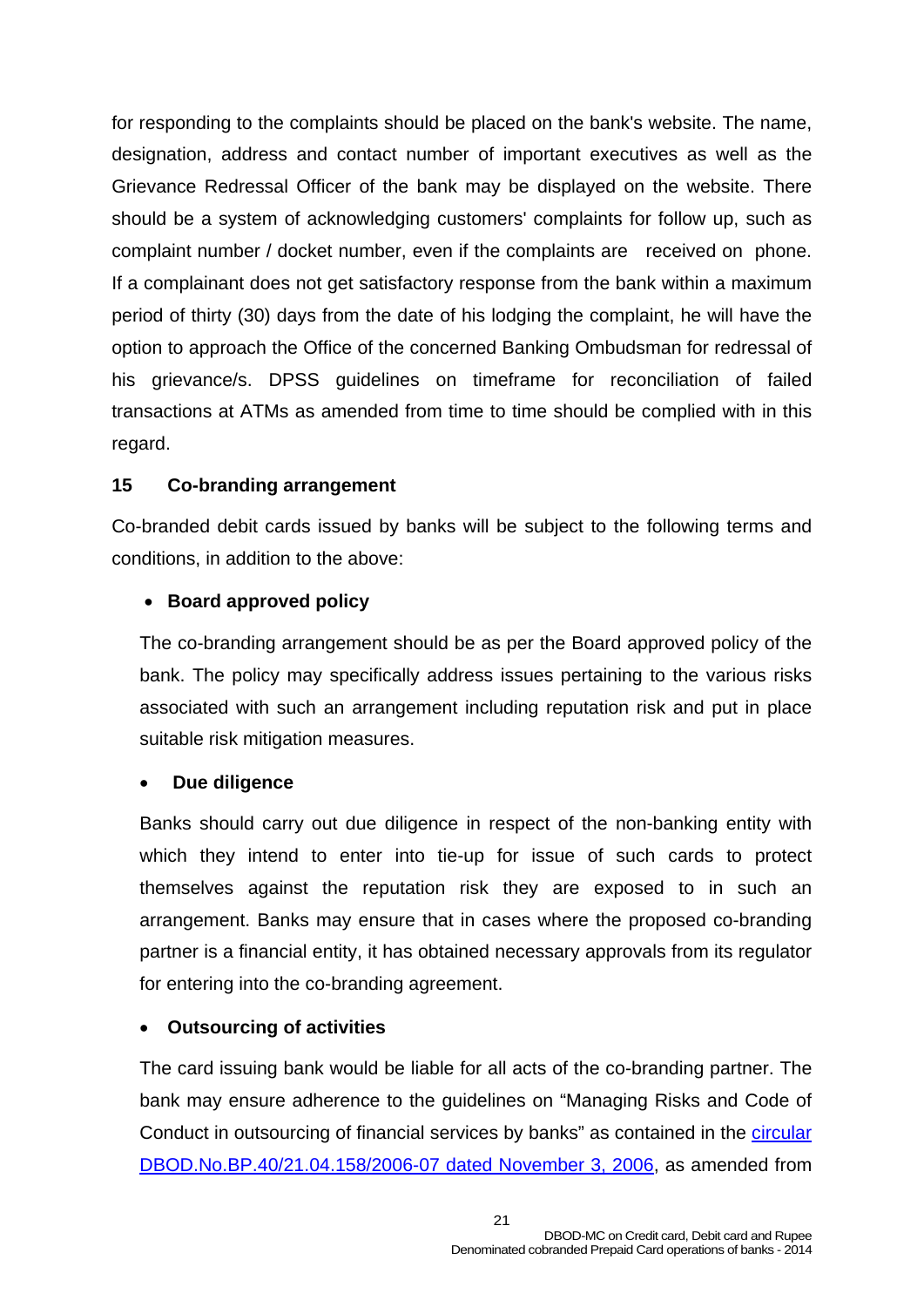for responding to the complaints should be placed on the bank's website. The name, designation, address and contact number of important executives as well as the Grievance Redressal Officer of the bank may be displayed on the website. There should be a system of acknowledging customers' complaints for follow up, such as complaint number / docket number, even if the complaints are received on phone. If a complainant does not get satisfactory response from the bank within a maximum period of thirty (30) days from the date of his lodging the complaint, he will have the option to approach the Office of the concerned Banking Ombudsman for redressal of his grievance/s. DPSS guidelines on timeframe for reconciliation of failed transactions at ATMs as amended from time to time should be complied with in this regard.

## 15 Co-branding arrangement

Co-branded debit cards issued by banks will be subject to the following terms and conditions, in addition to the above:

- **Board approved policy**

  The co-branding arrangement should be as per the Board approved policy of the bank. The policy may specifically address issues pertaining to the various risks associated with such an arrangement including reputation risk and put in place suitable risk mitigation measures.

- **Due diligence**

  Banks should carry out due diligence in respect of the non-banking entity with which they intend to enter into tie-up for issue of such cards to protect themselves against the reputation risk they are exposed to in such an arrangement. Banks may ensure that in cases where the proposed co-branding partner is a financial entity, it has obtained necessary approvals from its regulator for entering into the co-branding agreement.

- **Outsourcing of activities**

  The card issuing bank would be liable for all acts of the co-branding partner. The bank may ensure adherence to the guidelines on "Managing Risks and Code of Conduct in outsourcing of financial services by banks" as contained in the circular DBOD.No.BP.40/21.04.158/2006-07 dated November 3, 2006, as amended from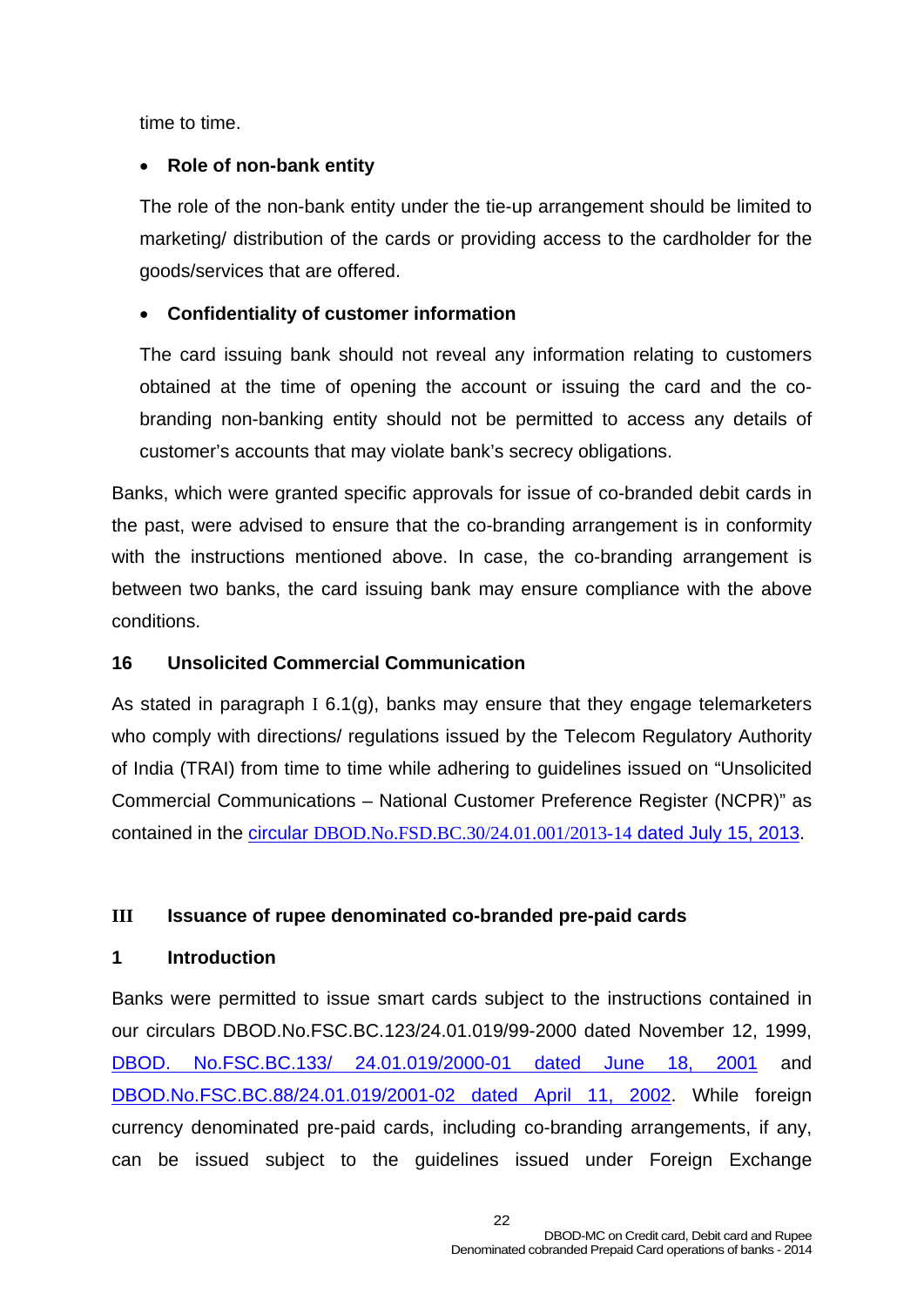time to time.

- **Role of non-bank entity**

  The role of the non-bank entity under the tie-up arrangement should be limited to marketing/ distribution of the cards or providing access to the cardholder for the goods/services that are offered.

- **Confidentiality of customer information**

  The card issuing bank should not reveal any information relating to customers obtained at the time of opening the account or issuing the card and the co-branding non-banking entity should not be permitted to access any details of customer's accounts that may violate bank's secrecy obligations.

Banks, which were granted specific approvals for issue of co-branded debit cards in the past, were advised to ensure that the co-branding arrangement is in conformity with the instructions mentioned above. In case, the co-branding arrangement is between two banks, the card issuing bank may ensure compliance with the above conditions.

### 16 Unsolicited Commercial Communication

As stated in paragraph I 6.1(g), banks may ensure that they engage telemarketers who comply with directions/ regulations issued by the Telecom Regulatory Authority of India (TRAI) from time to time while adhering to guidelines issued on "Unsolicited Commercial Communications – National Customer Preference Register (NCPR)" as contained in the circular DBOD.No.FSD.BC.30/24.01.001/2013-14 dated July 15, 2013.

## III Issuance of rupee denominated co-branded pre-paid cards

### 1 Introduction

Banks were permitted to issue smart cards subject to the instructions contained in our circulars DBOD.No.FSC.BC.123/24.01.019/99-2000 dated November 12, 1999, DBOD. No.FSC.BC.133/ 24.01.019/2000-01 dated June 18, 2001 and DBOD.No.FSC.BC.88/24.01.019/2001-02 dated April 11, 2002. While foreign currency denominated pre-paid cards, including co-branding arrangements, if any, can be issued subject to the guidelines issued under Foreign Exchange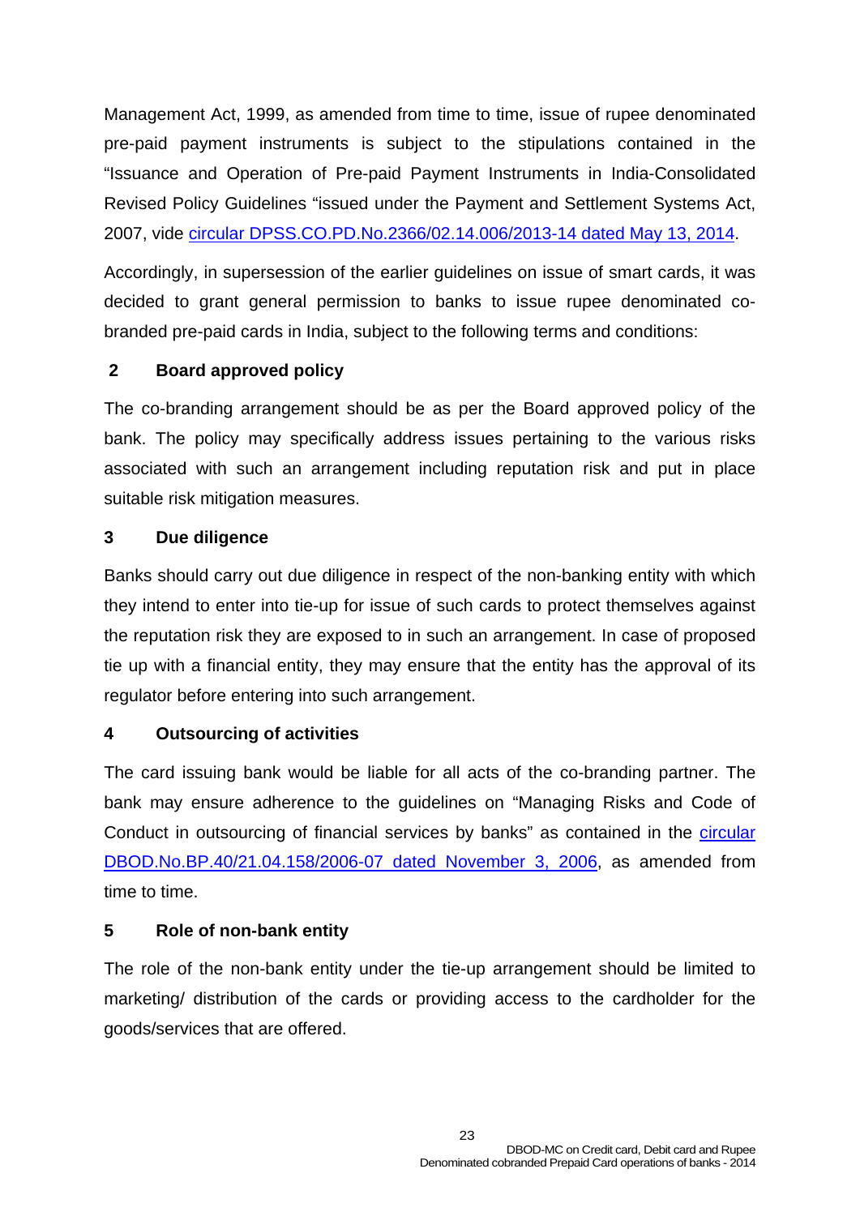Management Act, 1999, as amended from time to time, issue of rupee denominated pre-paid payment instruments is subject to the stipulations contained in the "Issuance and Operation of Pre-paid Payment Instruments in India-Consolidated Revised Policy Guidelines "issued under the Payment and Settlement Systems Act, 2007, vide circular DPSS.CO.PD.No.2366/02.14.006/2013-14 dated May 13, 2014.

Accordingly, in supersession of the earlier guidelines on issue of smart cards, it was decided to grant general permission to banks to issue rupee denominated co-branded pre-paid cards in India, subject to the following terms and conditions:

### 2 Board approved policy

The co-branding arrangement should be as per the Board approved policy of the bank. The policy may specifically address issues pertaining to the various risks associated with such an arrangement including reputation risk and put in place suitable risk mitigation measures.

### 3 Due diligence

Banks should carry out due diligence in respect of the non-banking entity with which they intend to enter into tie-up for issue of such cards to protect themselves against the reputation risk they are exposed to in such an arrangement. In case of proposed tie up with a financial entity, they may ensure that the entity has the approval of its regulator before entering into such arrangement.

### 4 Outsourcing of activities

The card issuing bank would be liable for all acts of the co-branding partner. The bank may ensure adherence to the guidelines on "Managing Risks and Code of Conduct in outsourcing of financial services by banks" as contained in the circular DBOD.No.BP.40/21.04.158/2006-07 dated November 3, 2006, as amended from time to time.

### 5 Role of non-bank entity

The role of the non-bank entity under the tie-up arrangement should be limited to marketing/ distribution of the cards or providing access to the cardholder for the goods/services that are offered.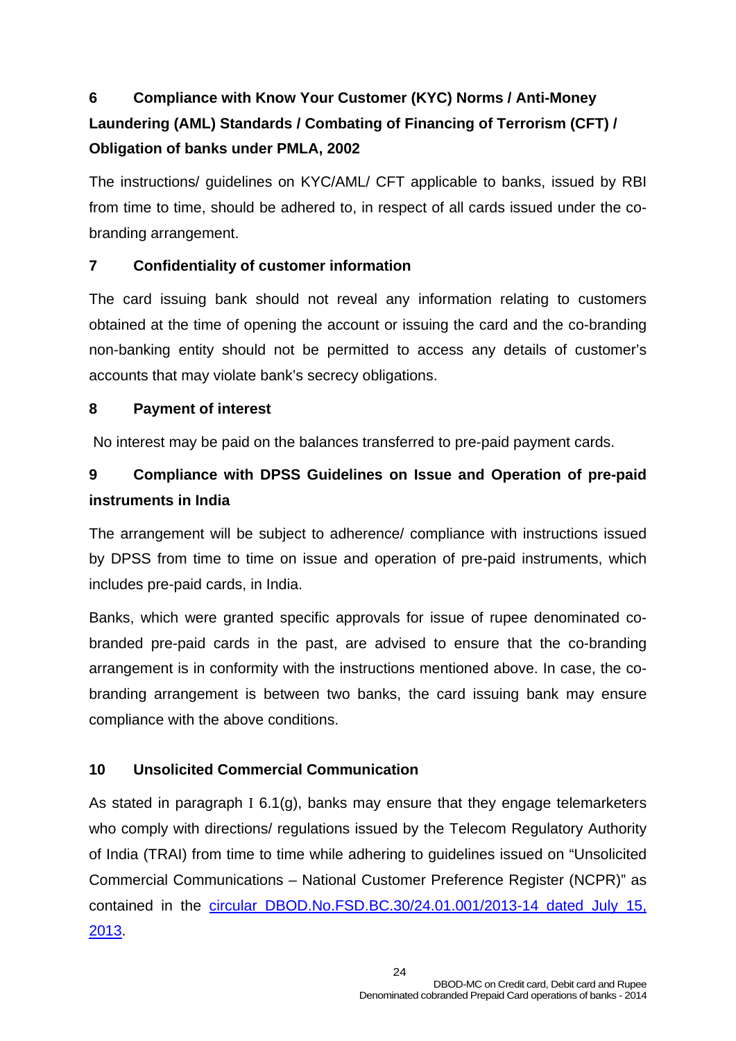**6 Compliance with Know Your Customer (KYC) Norms / Anti-Money Laundering (AML) Standards / Combating of Financing of Terrorism (CFT) / Obligation of banks under PMLA, 2002**

The instructions/ guidelines on KYC/AML/ CFT applicable to banks, issued by RBI from time to time, should be adhered to, in respect of all cards issued under the co-branding arrangement.

**7 Confidentiality of customer information**

The card issuing bank should not reveal any information relating to customers obtained at the time of opening the account or issuing the card and the co-branding non-banking entity should not be permitted to access any details of customer's accounts that may violate bank's secrecy obligations.

**8 Payment of interest**

No interest may be paid on the balances transferred to pre-paid payment cards.

**9 Compliance with DPSS Guidelines on Issue and Operation of pre-paid instruments in India**

The arrangement will be subject to adherence/ compliance with instructions issued by DPSS from time to time on issue and operation of pre-paid instruments, which includes pre-paid cards, in India.

Banks, which were granted specific approvals for issue of rupee denominated co-branded pre-paid cards in the past, are advised to ensure that the co-branding arrangement is in conformity with the instructions mentioned above. In case, the co-branding arrangement is between two banks, the card issuing bank may ensure compliance with the above conditions.

**10 Unsolicited Commercial Communication**

As stated in paragraph I 6.1(g), banks may ensure that they engage telemarketers who comply with directions/ regulations issued by the Telecom Regulatory Authority of India (TRAI) from time to time while adhering to guidelines issued on "Unsolicited Commercial Communications – National Customer Preference Register (NCPR)" as contained in the circular DBOD.No.FSD.BC.30/24.01.001/2013-14 dated July 15, 2013.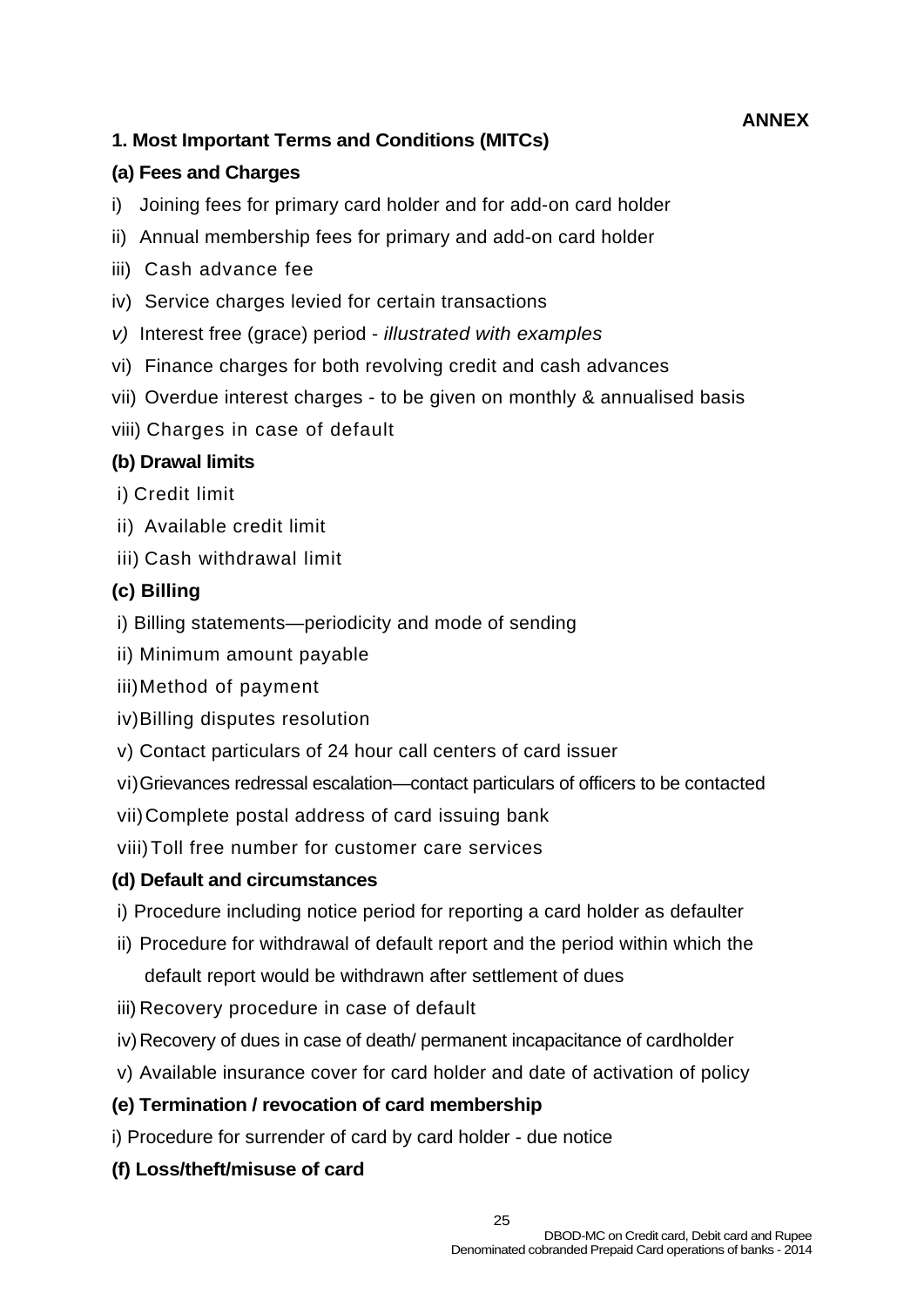**ANNEX**

### 1. Most Important Terms and Conditions (MITCs)

#### (a) Fees and Charges

i) Joining fees for primary card holder and for add-on card holder

ii) Annual membership fees for primary and add-on card holder

iii) Cash advance fee

iv) Service charges levied for certain transactions

*v)* Interest free (grace) period - *illustrated with examples*

vi) Finance charges for both revolving credit and cash advances

vii) Overdue interest charges - to be given on monthly & annualised basis

viii) Charges in case of default

#### (b) Drawal limits

i) Credit limit

ii) Available credit limit

iii) Cash withdrawal limit

#### (c) Billing

i) Billing statements—periodicity and mode of sending

ii) Minimum amount payable

iii) Method of payment

iv) Billing disputes resolution

v) Contact particulars of 24 hour call centers of card issuer

vi) Grievances redressal escalation—contact particulars of officers to be contacted

vii) Complete postal address of card issuing bank

viii) Toll free number for customer care services

#### (d) Default and circumstances

i) Procedure including notice period for reporting a card holder as defaulter

ii) Procedure for withdrawal of default report and the period within which the default report would be withdrawn after settlement of dues

iii) Recovery procedure in case of default

iv) Recovery of dues in case of death/ permanent incapacitance of cardholder

v) Available insurance cover for card holder and date of activation of policy

#### (e) Termination / revocation of card membership

i) Procedure for surrender of card by card holder - due notice

#### (f) Loss/theft/misuse of card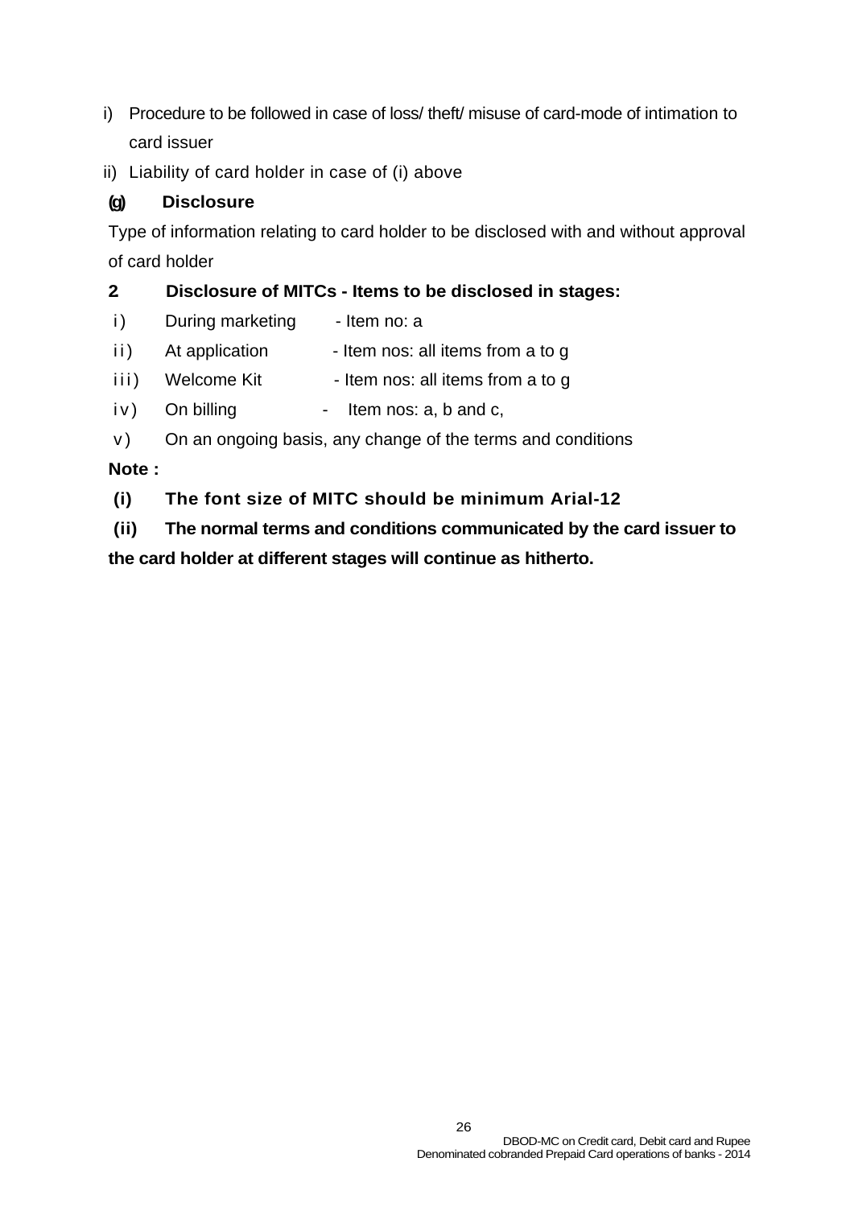i) Procedure to be followed in case of loss/ theft/ misuse of card-mode of intimation to card issuer
ii) Liability of card holder in case of (i) above

**(g) Disclosure**

Type of information relating to card holder to be disclosed with and without approval of card holder

**2 Disclosure of MITCs - Items to be disclosed in stages:**

i) During marketing - Item no: a

ii) At application - Item nos: all items from a to g

iii) Welcome Kit - Item nos: all items from a to g

iv) On billing - Item nos: a, b and c,

v) On an ongoing basis, any change of the terms and conditions

**Note :**

**(i) The font size of MITC should be minimum Arial-12**

**(ii) The normal terms and conditions communicated by the card issuer to the card holder at different stages will continue as hitherto.**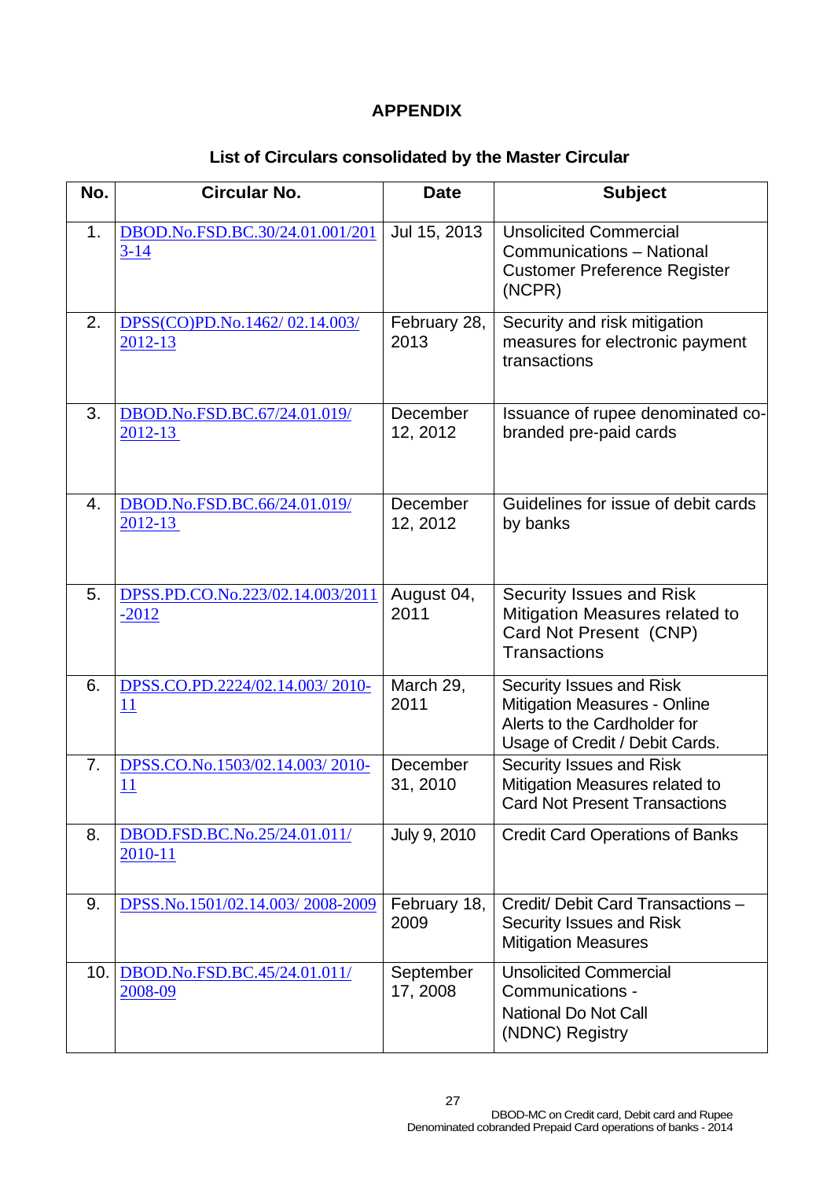## APPENDIX

### List of Circulars consolidated by the Master Circular

| No. | Circular No. | Date | Subject |
|---|---|---|---|
| 1. | DBOD.No.FSD.BC.30/24.01.001/2013-14 | Jul 15, 2013 | Unsolicited Commercial Communications – National Customer Preference Register (NCPR) |
| 2. | DPSS(CO)PD.No.1462/ 02.14.003/ 2012-13 | February 28, 2013 | Security and risk mitigation measures for electronic payment transactions |
| 3. | DBOD.No.FSD.BC.67/24.01.019/ 2012-13 | December 12, 2012 | Issuance of rupee denominated co-branded pre-paid cards |
| 4. | DBOD.No.FSD.BC.66/24.01.019/ 2012-13 | December 12, 2012 | Guidelines for issue of debit cards by banks |
| 5. | DPSS.PD.CO.No.223/02.14.003/2011-2012 | August 04, 2011 | Security Issues and Risk Mitigation Measures related to Card Not Present (CNP) Transactions |
| 6. | DPSS.CO.PD.2224/02.14.003/ 2010-11 | March 29, 2011 | Security Issues and Risk Mitigation Measures - Online Alerts to the Cardholder for Usage of Credit / Debit Cards. |
| 7. | DPSS.CO.No.1503/02.14.003/ 2010-11 | December 31, 2010 | Security Issues and Risk Mitigation Measures related to Card Not Present Transactions |
| 8. | DBOD.FSD.BC.No.25/24.01.011/ 2010-11 | July 9, 2010 | Credit Card Operations of Banks |
| 9. | DPSS.No.1501/02.14.003/ 2008-2009 | February 18, 2009 | Credit/ Debit Card Transactions – Security Issues and Risk Mitigation Measures |
| 10. | DBOD.No.FSD.BC.45/24.01.011/ 2008-09 | September 17, 2008 | Unsolicited Commercial Communications - National Do Not Call (NDNC) Registry |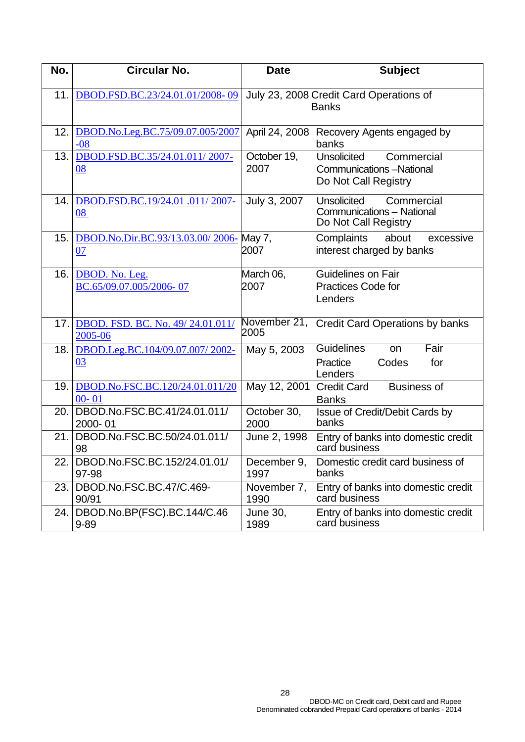| No. | Circular No. | Date | Subject |
|---|---|---|---|
| 11. | DBOD.FSD.BC.23/24.01.01/2008- 09 | July 23, 2008 | Credit Card Operations of Banks |
| 12. | DBOD.No.Leg.BC.75/09.07.005/2007-08 | April 24, 2008 | Recovery Agents engaged by banks |
| 13. | DBOD.FSD.BC.35/24.01.011/ 2007-08 | October 19, 2007 | Unsolicited Commercial Communications –National Do Not Call Registry |
| 14. | DBOD.FSD.BC.19/24.01 .011/ 2007-08 | July 3, 2007 | Unsolicited Commercial Communications – National Do Not Call Registry |
| 15. | DBOD.No.Dir.BC.93/13.03.00/ 2006-07 | May 7, 2007 | Complaints about excessive interest charged by banks |
| 16. | DBOD. No. Leg. BC.65/09.07.005/2006- 07 | March 06, 2007 | Guidelines on Fair Practices Code for Lenders |
| 17. | DBOD. FSD. BC. No. 49/ 24.01.011/ 2005-06 | November 21, 2005 | Credit Card Operations by banks |
| 18. | DBOD.Leg.BC.104/09.07.007/ 2002-03 | May 5, 2003 | Guidelines on Fair Practice Codes for Lenders |
| 19. | DBOD.No.FSC.BC.120/24.01.011/2000- 01 | May 12, 2001 | Credit Card Business of Banks |
| 20. | DBOD.No.FSC.BC.41/24.01.011/ 2000- 01 | October 30, 2000 | Issue of Credit/Debit Cards by banks |
| 21. | DBOD.No.FSC.BC.50/24.01.011/ 98 | June 2, 1998 | Entry of banks into domestic credit card business |
| 22. | DBOD.No.FSC.BC.152/24.01.01/ 97-98 | December 9, 1997 | Domestic credit card business of banks |
| 23. | DBOD.No.FSC.BC.47/C.469-90/91 | November 7, 1990 | Entry of banks into domestic credit card business |
| 24. | DBOD.No.BP(FSC).BC.144/C.46 9-89 | June 30, 1989 | Entry of banks into domestic credit card business |